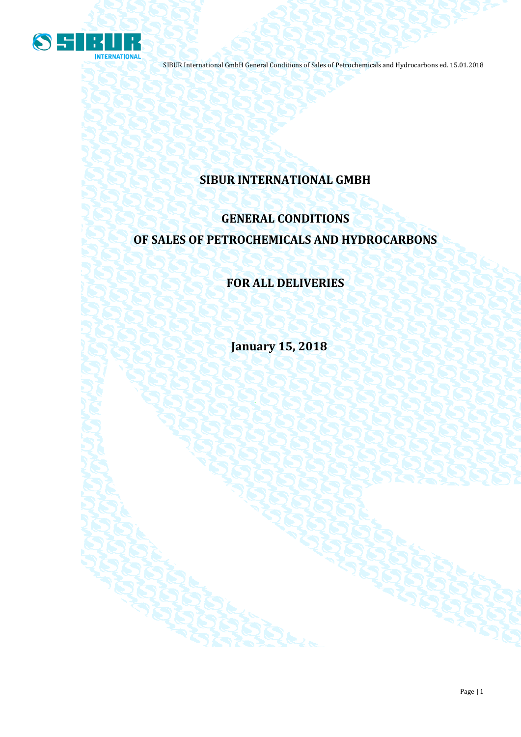# SIBUR INTERNATIONAL GMBH

## GENERAL CONDITIONS
## OF SALES OF PETROCHEMICALS AND HYDROCARBONS

## FOR ALL DELIVERIES

**January 15, 2018**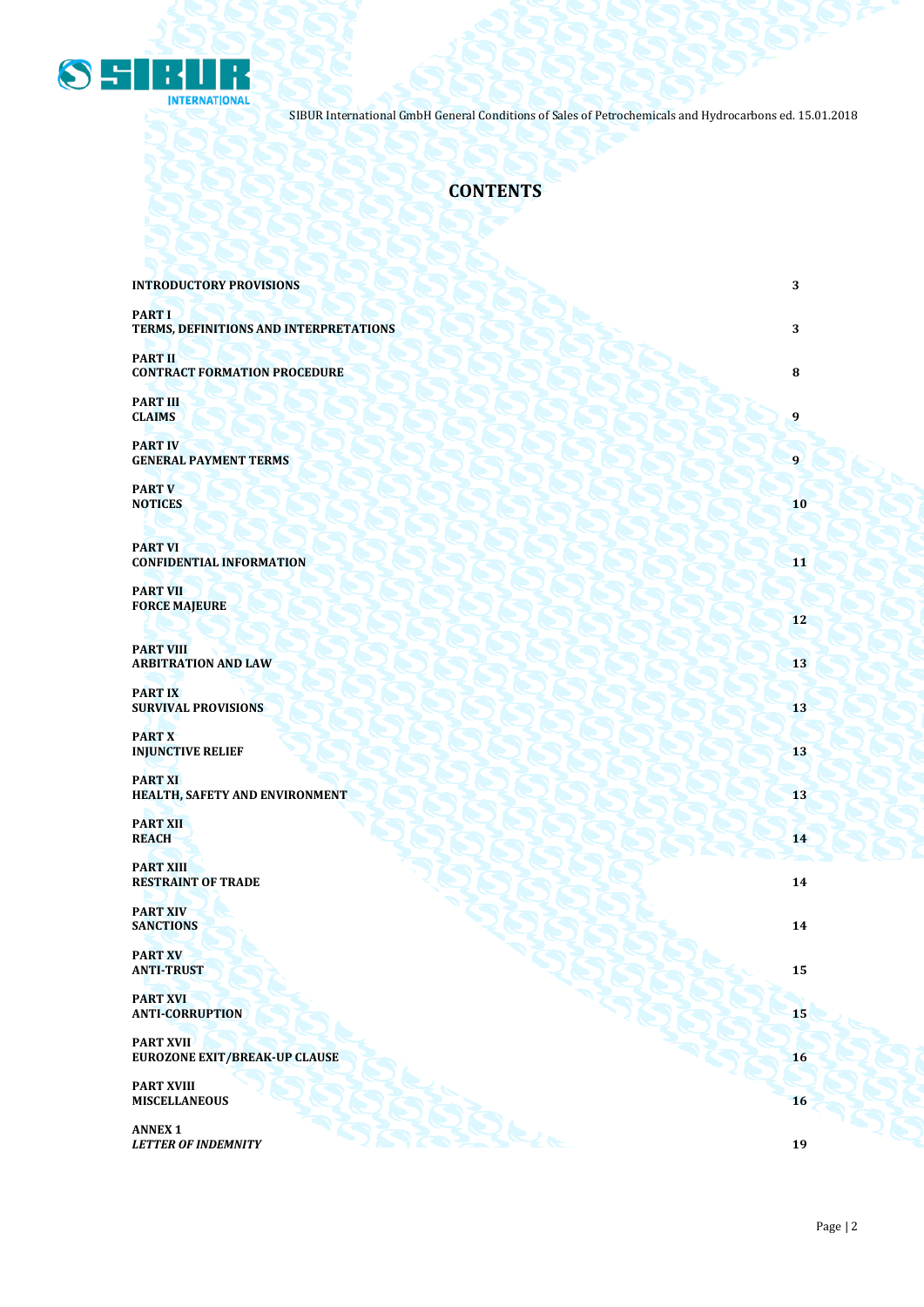# CONTENTS

| | |
|---|---|
| **INTRODUCTORY PROVISIONS** | **3** |
| **PART I**<br>**TERMS, DEFINITIONS AND INTERPRETATIONS** | **3** |
| **PART II**<br>**CONTRACT FORMATION PROCEDURE** | **8** |
| **PART III**<br>**CLAIMS** | **9** |
| **PART IV**<br>**GENERAL PAYMENT TERMS** | **9** |
| **PART V**<br>**NOTICES** | **10** |
| **PART VI**<br>**CONFIDENTIAL INFORMATION** | **11** |
| **PART VII**<br>**FORCE MAJEURE** | **12** |
| **PART VIII**<br>**ARBITRATION AND LAW** | **13** |
| **PART IX**<br>**SURVIVAL PROVISIONS** | **13** |
| **PART X**<br>**INJUNCTIVE RELIEF** | **13** |
| **PART XI**<br>**HEALTH, SAFETY AND ENVIRONMENT** | **13** |
| **PART XII**<br>**REACH** | **14** |
| **PART XIII**<br>**RESTRAINT OF TRADE** | **14** |
| **PART XIV**<br>**SANCTIONS** | **14** |
| **PART XV**<br>**ANTI-TRUST** | **15** |
| **PART XVI**<br>**ANTI-CORRUPTION** | **15** |
| **PART XVII**<br>**EUROZONE EXIT/BREAK-UP CLAUSE** | **16** |
| **PART XVIII**<br>**MISCELLANEOUS** | **16** |
| **ANNEX 1**<br>***LETTER OF INDEMNITY*** | **19** |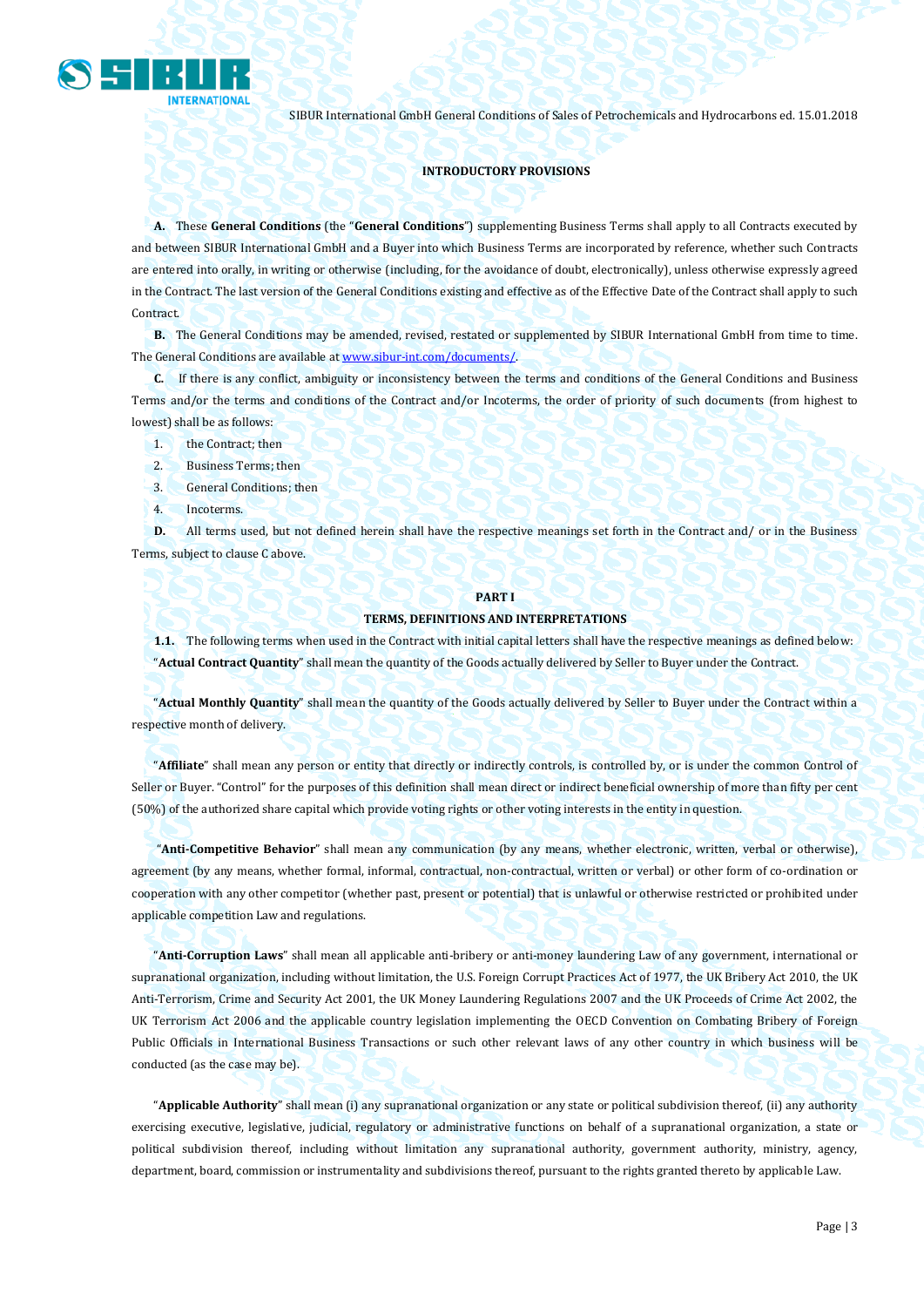### INTRODUCTORY PROVISIONS

**A.** These **General Conditions** (the "**General Conditions**") supplementing Business Terms shall apply to all Contracts executed by and between SIBUR International GmbH and a Buyer into which Business Terms are incorporated by reference, whether such Contracts are entered into orally, in writing or otherwise (including, for the avoidance of doubt, electronically), unless otherwise expressly agreed in the Contract. The last version of the General Conditions existing and effective as of the Effective Date of the Contract shall apply to such Contract.

**B.** The General Conditions may be amended, revised, restated or supplemented by SIBUR International GmbH from time to time. The General Conditions are available at [www.sibur-int.com/documents/](www.sibur-int.com/documents/).

**C.** If there is any conflict, ambiguity or inconsistency between the terms and conditions of the General Conditions and Business Terms and/or the terms and conditions of the Contract and/or Incoterms, the order of priority of such documents (from highest to lowest) shall be as follows:

1. the Contract; then
2. Business Terms; then
3. General Conditions; then
4. Incoterms.

**D.** All terms used, but not defined herein shall have the respective meanings set forth in the Contract and/ or in the Business Terms, subject to clause C above.

### PART I
### TERMS, DEFINITIONS AND INTERPRETATIONS

**1.1.** The following terms when used in the Contract with initial capital letters shall have the respective meanings as defined below:

"**Actual Contract Quantity**" shall mean the quantity of the Goods actually delivered by Seller to Buyer under the Contract.

"**Actual Monthly Quantity**" shall mean the quantity of the Goods actually delivered by Seller to Buyer under the Contract within a respective month of delivery.

"**Affiliate**" shall mean any person or entity that directly or indirectly controls, is controlled by, or is under the common Control of Seller or Buyer. "Control" for the purposes of this definition shall mean direct or indirect beneficial ownership of more than fifty per cent (50%) of the authorized share capital which provide voting rights or other voting interests in the entity in question.

"**Anti-Competitive Behavior**" shall mean any communication (by any means, whether electronic, written, verbal or otherwise), agreement (by any means, whether formal, informal, contractual, non-contractual, written or verbal) or other form of co-ordination or cooperation with any other competitor (whether past, present or potential) that is unlawful or otherwise restricted or prohibited under applicable competition Law and regulations.

"**Anti-Corruption Laws**" shall mean all applicable anti-bribery or anti-money laundering Law of any government, international or supranational organization, including without limitation, the U.S. Foreign Corrupt Practices Act of 1977, the UK Bribery Act 2010, the UK Anti-Terrorism, Crime and Security Act 2001, the UK Money Laundering Regulations 2007 and the UK Proceeds of Crime Act 2002, the UK Terrorism Act 2006 and the applicable country legislation implementing the OECD Convention on Combating Bribery of Foreign Public Officials in International Business Transactions or such other relevant laws of any other country in which business will be conducted (as the case may be).

"**Applicable Authority**" shall mean (i) any supranational organization or any state or political subdivision thereof, (ii) any authority exercising executive, legislative, judicial, regulatory or administrative functions on behalf of a supranational organization, a state or political subdivision thereof, including without limitation any supranational authority, government authority, ministry, agency, department, board, commission or instrumentality and subdivisions thereof, pursuant to the rights granted thereto by applicable Law.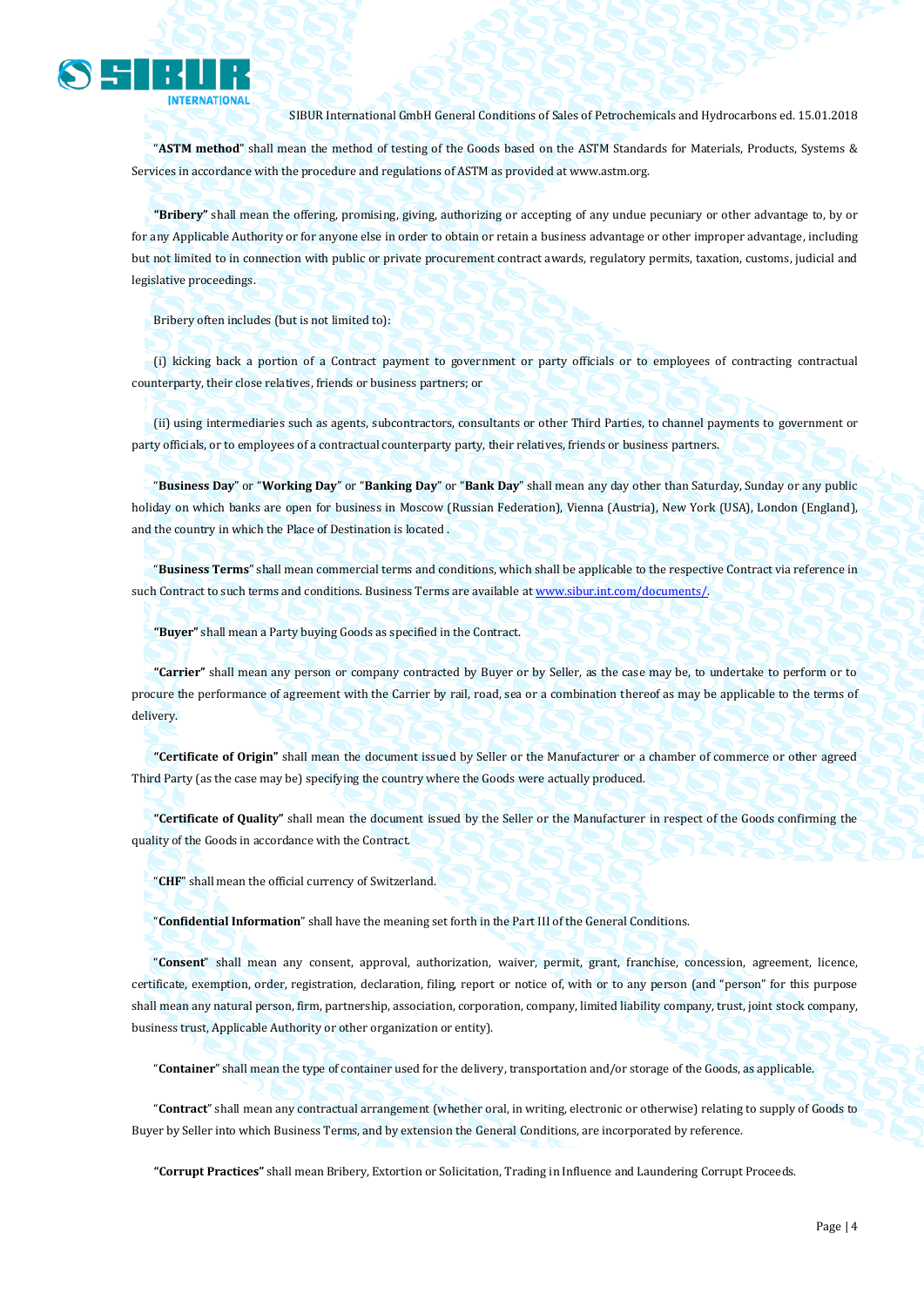"**ASTM method**" shall mean the method of testing of the Goods based on the ASTM Standards for Materials, Products, Systems & Services in accordance with the procedure and regulations of ASTM as provided at www.astm.org.

**"Bribery"** shall mean the offering, promising, giving, authorizing or accepting of any undue pecuniary or other advantage to, by or for any Applicable Authority or for anyone else in order to obtain or retain a business advantage or other improper advantage, including but not limited to in connection with public or private procurement contract awards, regulatory permits, taxation, customs, judicial and legislative proceedings.

Bribery often includes (but is not limited to):

(i) kicking back a portion of a Contract payment to government or party officials or to employees of contracting contractual counterparty, their close relatives, friends or business partners; or

(ii) using intermediaries such as agents, subcontractors, consultants or other Third Parties, to channel payments to government or party officials, or to employees of a contractual counterparty party, their relatives, friends or business partners.

"**Business Day**" or "**Working Day**" or "**Banking Day**" or "**Bank Day**" shall mean any day other than Saturday, Sunday or any public holiday on which banks are open for business in Moscow (Russian Federation), Vienna (Austria), New York (USA), London (England), and the country in which the Place of Destination is located .

"**Business Terms**" shall mean commercial terms and conditions, which shall be applicable to the respective Contract via reference in such Contract to such terms and conditions. Business Terms are available at [www.sibur.int.com/documents/](www.sibur.int.com/documents/).

**"Buyer"** shall mean a Party buying Goods as specified in the Contract.

**"Carrier"** shall mean any person or company contracted by Buyer or by Seller, as the case may be, to undertake to perform or to procure the performance of agreement with the Carrier by rail, road, sea or a combination thereof as may be applicable to the terms of delivery.

**"Certificate of Origin"** shall mean the document issued by Seller or the Manufacturer or a chamber of commerce or other agreed Third Party (as the case may be) specifying the country where the Goods were actually produced.

**"Certificate of Quality"** shall mean the document issued by the Seller or the Manufacturer in respect of the Goods confirming the quality of the Goods in accordance with the Contract.

"**CHF**" shall mean the official currency of Switzerland.

"**Confidential Information**" shall have the meaning set forth in the Part III of the General Conditions.

"**Consent**" shall mean any consent, approval, authorization, waiver, permit, grant, franchise, concession, agreement, licence, certificate, exemption, order, registration, declaration, filing, report or notice of, with or to any person (and "person" for this purpose shall mean any natural person, firm, partnership, association, corporation, company, limited liability company, trust, joint stock company, business trust, Applicable Authority or other organization or entity).

"**Container**" shall mean the type of container used for the delivery, transportation and/or storage of the Goods, as applicable.

"**Contract**" shall mean any contractual arrangement (whether oral, in writing, electronic or otherwise) relating to supply of Goods to Buyer by Seller into which Business Terms, and by extension the General Conditions, are incorporated by reference.

**"Corrupt Practices"** shall mean Bribery, Extortion or Solicitation, Trading in Influence and Laundering Corrupt Proceeds.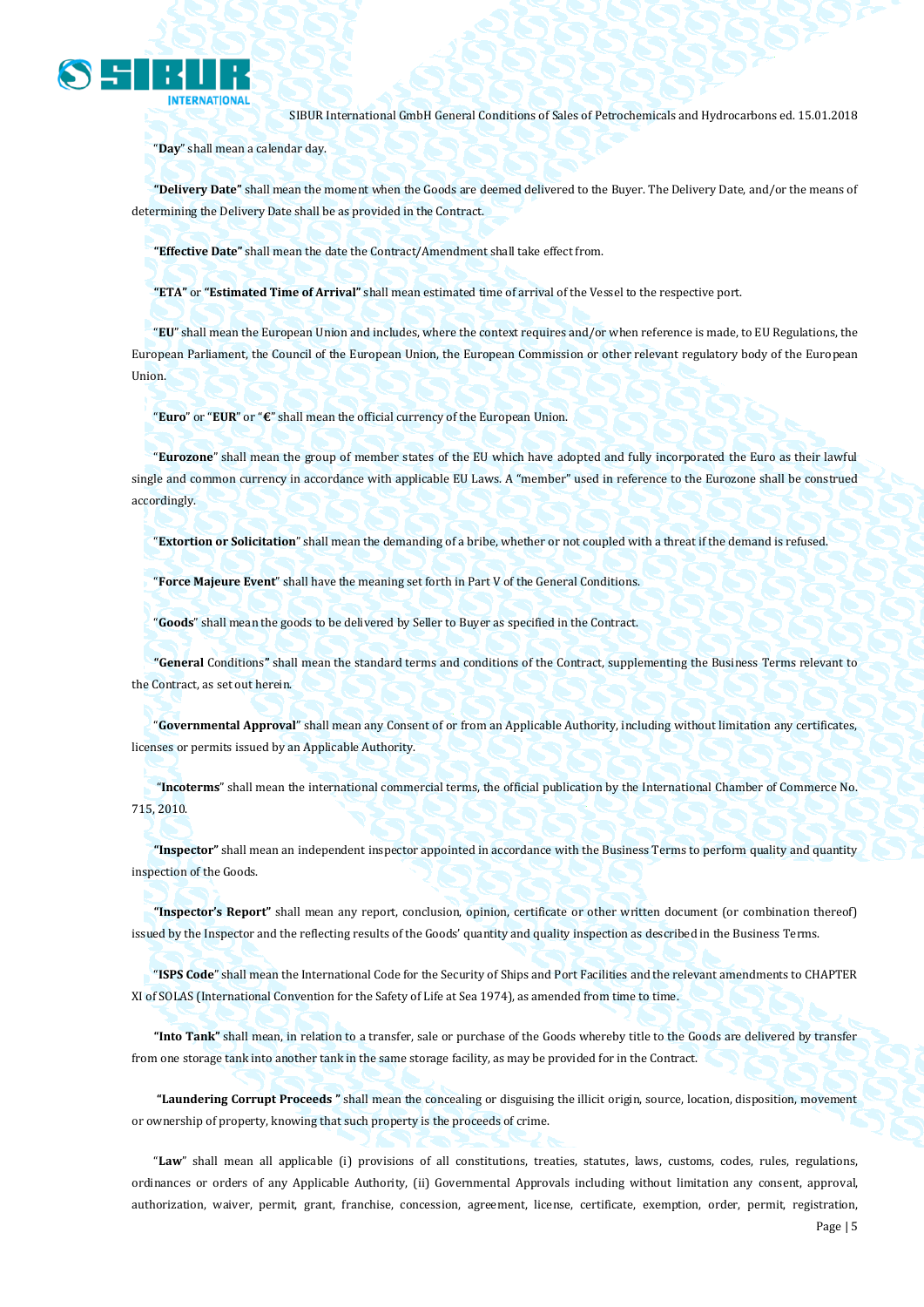"**Day**" shall mean a calendar day.

**"Delivery Date"** shall mean the moment when the Goods are deemed delivered to the Buyer. The Delivery Date, and/or the means of determining the Delivery Date shall be as provided in the Contract.

**"Effective Date"** shall mean the date the Contract/Amendment shall take effect from.

**"ETA"** or **"Estimated Time of Arrival"** shall mean estimated time of arrival of the Vessel to the respective port.

"**EU**" shall mean the European Union and includes, where the context requires and/or when reference is made, to EU Regulations, the European Parliament, the Council of the European Union, the European Commission or other relevant regulatory body of the European Union.

"**Euro**" or "**EUR**" or "**€**" shall mean the official currency of the European Union.

"**Eurozone**" shall mean the group of member states of the EU which have adopted and fully incorporated the Euro as their lawful single and common currency in accordance with applicable EU Laws. A "member" used in reference to the Eurozone shall be construed accordingly.

"**Extortion or Solicitation**" shall mean the demanding of a bribe, whether or not coupled with a threat if the demand is refused.

"**Force Majeure Event**" shall have the meaning set forth in Part V of the General Conditions.

"**Goods**" shall mean the goods to be delivered by Seller to Buyer as specified in the Contract.

**"General** Conditions**"** shall mean the standard terms and conditions of the Contract, supplementing the Business Terms relevant to the Contract, as set out herein.

"**Governmental Approval**" shall mean any Consent of or from an Applicable Authority, including without limitation any certificates, licenses or permits issued by an Applicable Authority.

"**Incoterms**" shall mean the international commercial terms, the official publication by the International Chamber of Commerce No. 715, 2010.

**"Inspector"** shall mean an independent inspector appointed in accordance with the Business Terms to perform quality and quantity inspection of the Goods.

**"Inspector's Report"** shall mean any report, conclusion, opinion, certificate or other written document (or combination thereof) issued by the Inspector and the reflecting results of the Goods' quantity and quality inspection as described in the Business Terms.

"**ISPS Code**" shall mean the International Code for the Security of Ships and Port Facilities and the relevant amendments to CHAPTER XI of SOLAS (International Convention for the Safety of Life at Sea 1974), as amended from time to time.

**"Into Tank"** shall mean, in relation to a transfer, sale or purchase of the Goods whereby title to the Goods are delivered by transfer from one storage tank into another tank in the same storage facility, as may be provided for in the Contract.

**"Laundering Corrupt Proceeds "** shall mean the concealing or disguising the illicit origin, source, location, disposition, movement or ownership of property, knowing that such property is the proceeds of crime.

"**Law**" shall mean all applicable (i) provisions of all constitutions, treaties, statutes, laws, customs, codes, rules, regulations, ordinances or orders of any Applicable Authority, (ii) Governmental Approvals including without limitation any consent, approval, authorization, waiver, permit, grant, franchise, concession, agreement, license, certificate, exemption, order, permit, registration,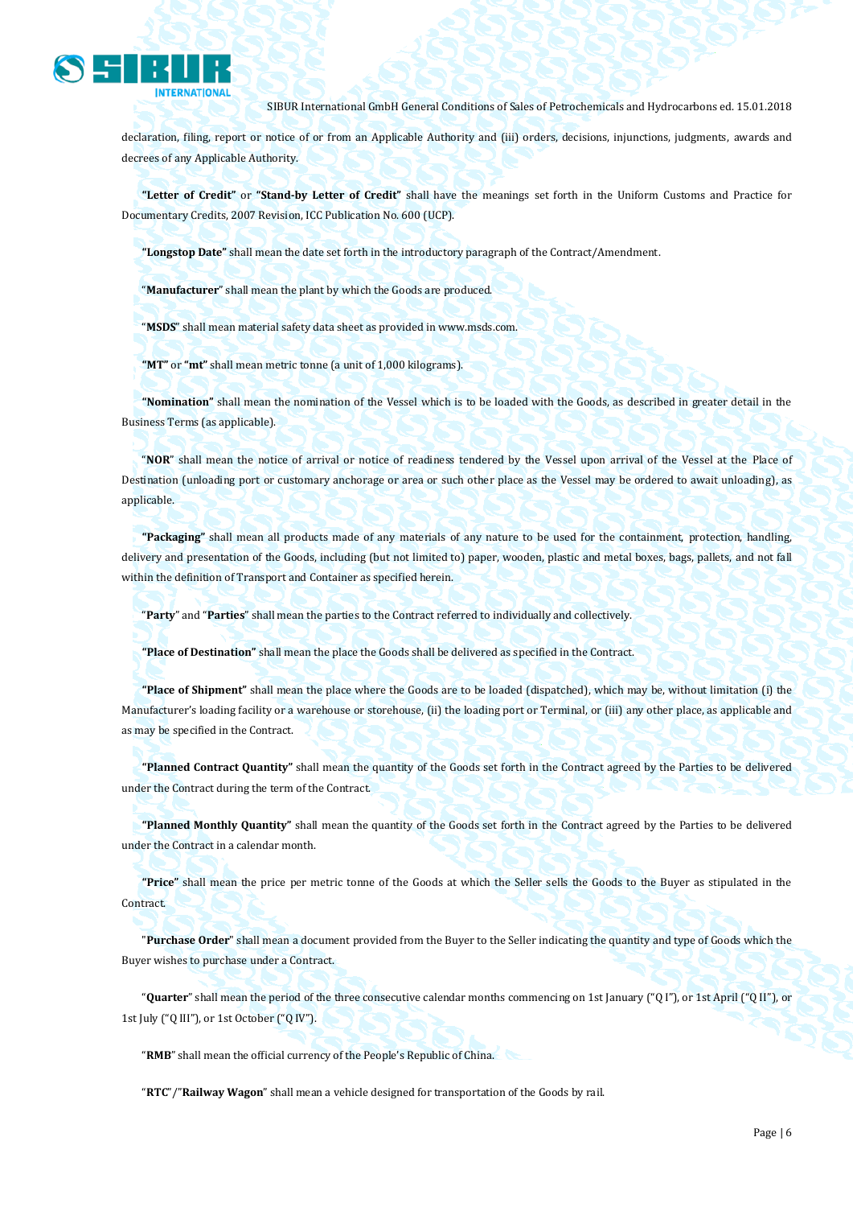declaration, filing, report or notice of or from an Applicable Authority and (iii) orders, decisions, injunctions, judgments, awards and decrees of any Applicable Authority.

**"Letter of Credit"** or **"Stand-by Letter of Credit"** shall have the meanings set forth in the Uniform Customs and Practice for Documentary Credits, 2007 Revision, ICC Publication No. 600 (UCP).

**"Longstop Date"** shall mean the date set forth in the introductory paragraph of the Contract/Amendment.

"**Manufacturer**" shall mean the plant by which the Goods are produced.

"**MSDS**" shall mean material safety data sheet as provided in www.msds.com.

**"MT"** or **"mt"** shall mean metric tonne (a unit of 1,000 kilograms).

**"Nomination"** shall mean the nomination of the Vessel which is to be loaded with the Goods, as described in greater detail in the Business Terms (as applicable).

"**NOR**" shall mean the notice of arrival or notice of readiness tendered by the Vessel upon arrival of the Vessel at the Place of Destination (unloading port or customary anchorage or area or such other place as the Vessel may be ordered to await unloading), as applicable.

**"Packaging"** shall mean all products made of any materials of any nature to be used for the containment, protection, handling, delivery and presentation of the Goods, including (but not limited to) paper, wooden, plastic and metal boxes, bags, pallets, and not fall within the definition of Transport and Container as specified herein.

"**Party**" and "**Parties**" shall mean the parties to the Contract referred to individually and collectively.

**"Place of Destination"** shall mean the place the Goods shall be delivered as specified in the Contract.

**"Place of Shipment"** shall mean the place where the Goods are to be loaded (dispatched), which may be, without limitation (i) the Manufacturer's loading facility or a warehouse or storehouse, (ii) the loading port or Terminal, or (iii) any other place, as applicable and as may be specified in the Contract.

**"Planned Contract Quantity"** shall mean the quantity of the Goods set forth in the Contract agreed by the Parties to be delivered under the Contract during the term of the Contract.

**"Planned Monthly Quantity"** shall mean the quantity of the Goods set forth in the Contract agreed by the Parties to be delivered under the Contract in a calendar month.

**"Price"** shall mean the price per metric tonne of the Goods at which the Seller sells the Goods to the Buyer as stipulated in the Contract.

"**Purchase Order**" shall mean a document provided from the Buyer to the Seller indicating the quantity and type of Goods which the Buyer wishes to purchase under a Contract.

"**Quarter**" shall mean the period of the three consecutive calendar months commencing on 1st January ("Q I"), or 1st April ("Q II"), or 1st July ("Q III"), or 1st October ("Q IV").

"**RMB**" shall mean the official currency of the People's Republic of China.

"**RTC**"/"**Railway Wagon**" shall mean a vehicle designed for transportation of the Goods by rail.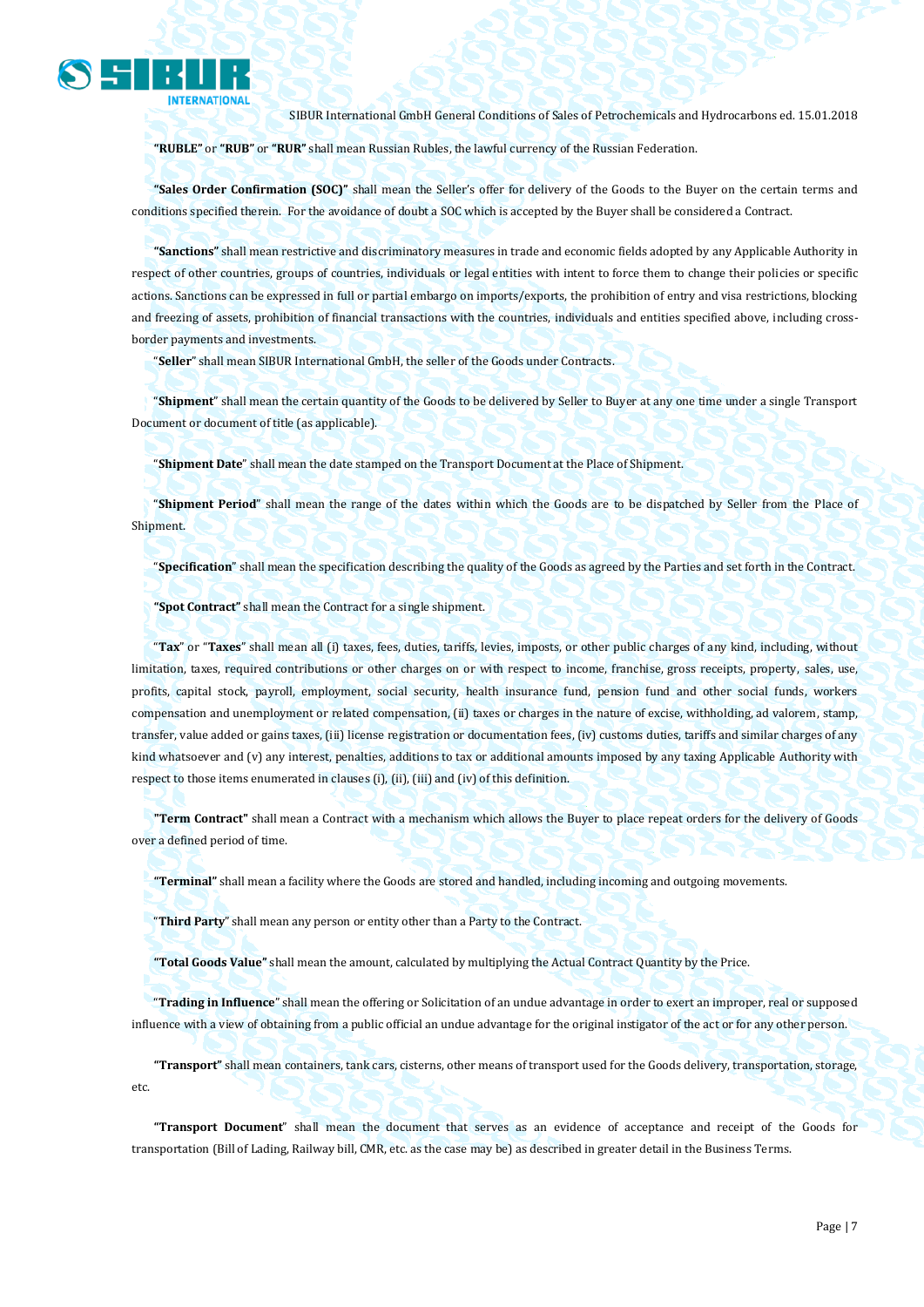**"RUBLE"** or **"RUB"** or **"RUR"** shall mean Russian Rubles, the lawful currency of the Russian Federation.

**"Sales Order Confirmation (SOC)"** shall mean the Seller's offer for delivery of the Goods to the Buyer on the certain terms and conditions specified therein. For the avoidance of doubt a SOC which is accepted by the Buyer shall be considered a Contract.

**"Sanctions"** shall mean restrictive and discriminatory measures in trade and economic fields adopted by any Applicable Authority in respect of other countries, groups of countries, individuals or legal entities with intent to force them to change their policies or specific actions. Sanctions can be expressed in full or partial embargo on imports/exports, the prohibition of entry and visa restrictions, blocking and freezing of assets, prohibition of financial transactions with the countries, individuals and entities specified above, including cross-border payments and investments.

"**Seller**" shall mean SIBUR International GmbH, the seller of the Goods under Contracts.

"**Shipment**" shall mean the certain quantity of the Goods to be delivered by Seller to Buyer at any one time under a single Transport Document or document of title (as applicable).

"**Shipment Date**" shall mean the date stamped on the Transport Document at the Place of Shipment.

"**Shipment Period**" shall mean the range of the dates within which the Goods are to be dispatched by Seller from the Place of Shipment.

"**Specification**" shall mean the specification describing the quality of the Goods as agreed by the Parties and set forth in the Contract.

**"Spot Contract"** shall mean the Contract for a single shipment.

"**Tax**" or "**Taxes**" shall mean all (i) taxes, fees, duties, tariffs, levies, imposts, or other public charges of any kind, including, without limitation, taxes, required contributions or other charges on or with respect to income, franchise, gross receipts, property, sales, use, profits, capital stock, payroll, employment, social security, health insurance fund, pension fund and other social funds, workers compensation and unemployment or related compensation, (ii) taxes or charges in the nature of excise, withholding, ad valorem, stamp, transfer, value added or gains taxes, (iii) license registration or documentation fees, (iv) customs duties, tariffs and similar charges of any kind whatsoever and (v) any interest, penalties, additions to tax or additional amounts imposed by any taxing Applicable Authority with respect to those items enumerated in clauses (i), (ii), (iii) and (iv) of this definition.

**"Term Contract"** shall mean a Contract with a mechanism which allows the Buyer to place repeat orders for the delivery of Goods over a defined period of time.

**"Terminal"** shall mean a facility where the Goods are stored and handled, including incoming and outgoing movements.

"**Third Party**" shall mean any person or entity other than a Party to the Contract.

**"Total Goods Value"** shall mean the amount, calculated by multiplying the Actual Contract Quantity by the Price.

"**Trading in Influence**" shall mean the offering or Solicitation of an undue advantage in order to exert an improper, real or supposed influence with a view of obtaining from a public official an undue advantage for the original instigator of the act or for any other person.

**"Transport"** shall mean containers, tank cars, cisterns, other means of transport used for the Goods delivery, transportation, storage, etc.

**"Transport Document**" shall mean the document that serves as an evidence of acceptance and receipt of the Goods for transportation (Bill of Lading, Railway bill, CMR, etc. as the case may be) as described in greater detail in the Business Terms.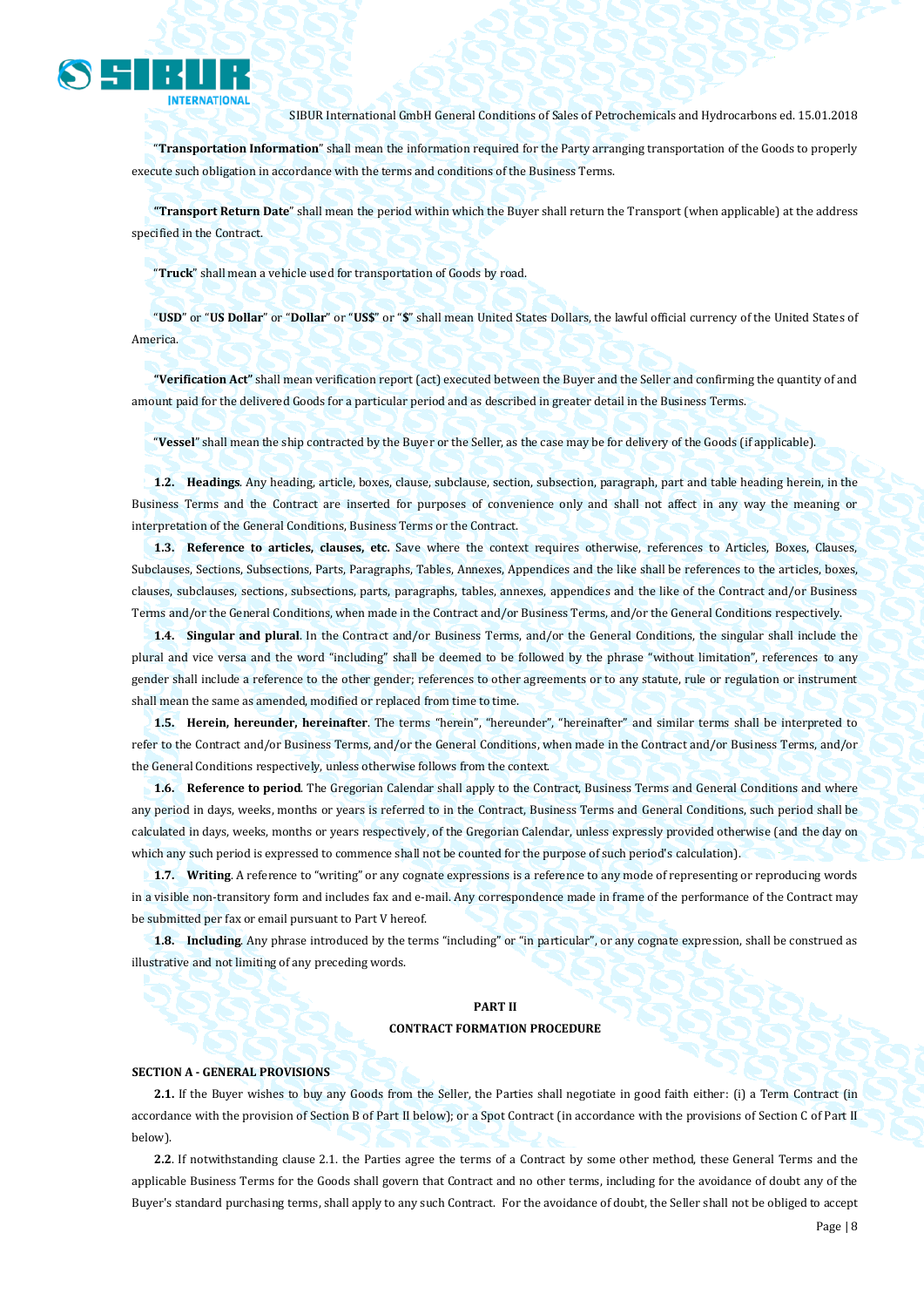"**Transportation Information**" shall mean the information required for the Party arranging transportation of the Goods to properly execute such obligation in accordance with the terms and conditions of the Business Terms.

**"Transport Return Date**" shall mean the period within which the Buyer shall return the Transport (when applicable) at the address specified in the Contract.

"**Truck**" shall mean a vehicle used for transportation of Goods by road.

"**USD**" or "**US Dollar**" or "**Dollar**" or "**US$**" or "**$**" shall mean United States Dollars, the lawful official currency of the United States of America.

**"Verification Act"** shall mean verification report (act) executed between the Buyer and the Seller and confirming the quantity of and amount paid for the delivered Goods for a particular period and as described in greater detail in the Business Terms.

"**Vessel**" shall mean the ship contracted by the Buyer or the Seller, as the case may be for delivery of the Goods (if applicable).

**1.2. Headings**. Any heading, article, boxes, clause, subclause, section, subsection, paragraph, part and table heading herein, in the Business Terms and the Contract are inserted for purposes of convenience only and shall not affect in any way the meaning or interpretation of the General Conditions, Business Terms or the Contract.

**1.3. Reference to articles, clauses, etc.** Save where the context requires otherwise, references to Articles, Boxes, Clauses, Subclauses, Sections, Subsections, Parts, Paragraphs, Tables, Annexes, Appendices and the like shall be references to the articles, boxes, clauses, subclauses, sections, subsections, parts, paragraphs, tables, annexes, appendices and the like of the Contract and/or Business Terms and/or the General Conditions, when made in the Contract and/or Business Terms, and/or the General Conditions respectively.

**1.4. Singular and plural**. In the Contract and/or Business Terms, and/or the General Conditions, the singular shall include the plural and vice versa and the word "including" shall be deemed to be followed by the phrase "without limitation", references to any gender shall include a reference to the other gender; references to other agreements or to any statute, rule or regulation or instrument shall mean the same as amended, modified or replaced from time to time.

**1.5. Herein, hereunder, hereinafter**. The terms "herein", "hereunder", "hereinafter" and similar terms shall be interpreted to refer to the Contract and/or Business Terms, and/or the General Conditions, when made in the Contract and/or Business Terms, and/or the General Conditions respectively, unless otherwise follows from the context.

**1.6. Reference to period**. The Gregorian Calendar shall apply to the Contract, Business Terms and General Conditions and where any period in days, weeks, months or years is referred to in the Contract, Business Terms and General Conditions, such period shall be calculated in days, weeks, months or years respectively, of the Gregorian Calendar, unless expressly provided otherwise (and the day on which any such period is expressed to commence shall not be counted for the purpose of such period's calculation).

**1.7. Writing**. A reference to "writing" or any cognate expressions is a reference to any mode of representing or reproducing words in a visible non-transitory form and includes fax and e-mail. Any correspondence made in frame of the performance of the Contract may be submitted per fax or email pursuant to Part V hereof.

**1.8. Including**. Any phrase introduced by the terms "including" or "in particular", or any cognate expression, shall be construed as illustrative and not limiting of any preceding words.

## PART II
## CONTRACT FORMATION PROCEDURE

### SECTION A - GENERAL PROVISIONS

**2.1.** If the Buyer wishes to buy any Goods from the Seller, the Parties shall negotiate in good faith either: (i) a Term Contract (in accordance with the provision of Section B of Part II below); or a Spot Contract (in accordance with the provisions of Section C of Part II below).

**2.2**. If notwithstanding clause 2.1. the Parties agree the terms of a Contract by some other method, these General Terms and the applicable Business Terms for the Goods shall govern that Contract and no other terms, including for the avoidance of doubt any of the Buyer's standard purchasing terms, shall apply to any such Contract. For the avoidance of doubt, the Seller shall not be obliged to accept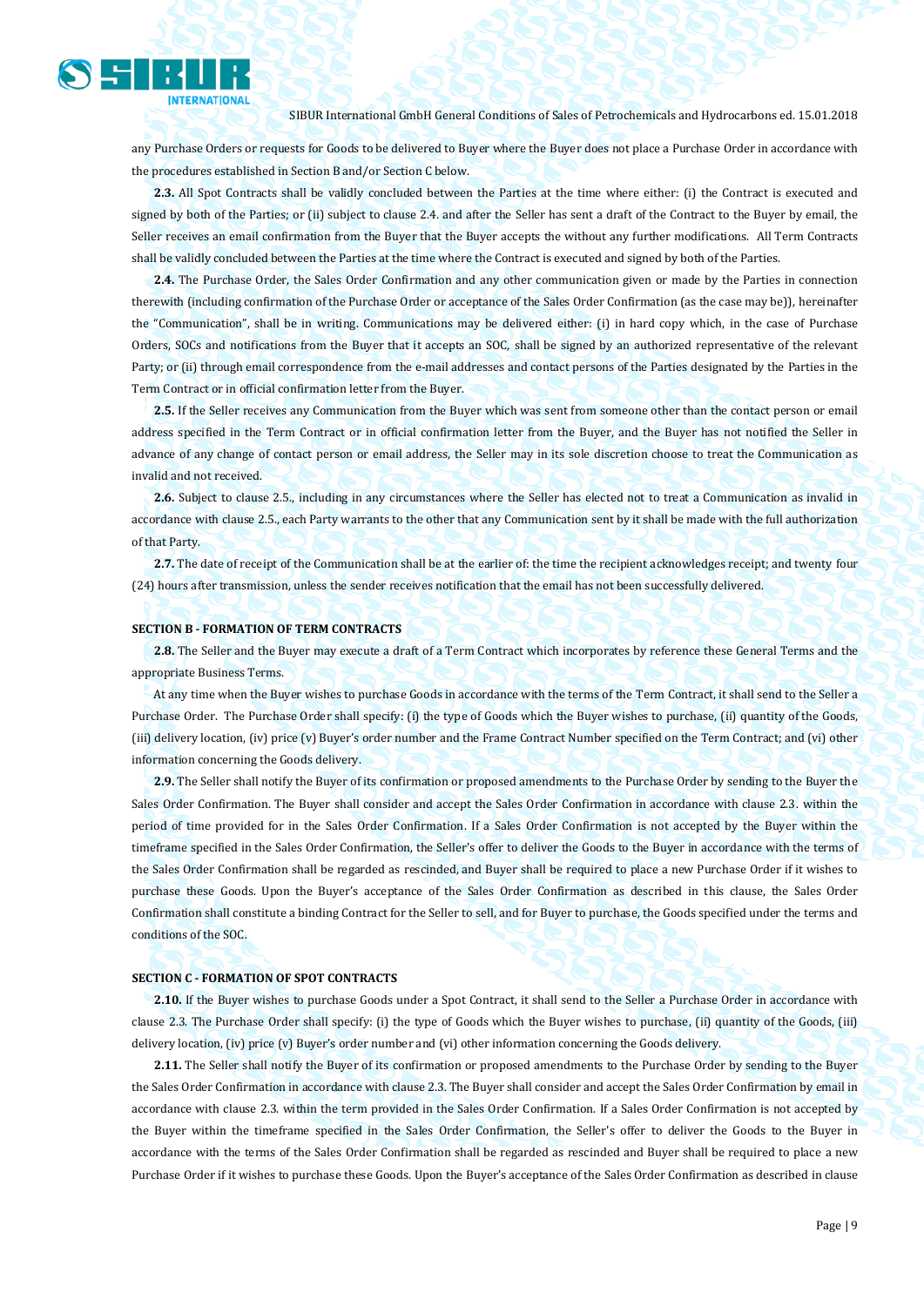any Purchase Orders or requests for Goods to be delivered to Buyer where the Buyer does not place a Purchase Order in accordance with the procedures established in Section B and/or Section C below.

**2.3.** All Spot Contracts shall be validly concluded between the Parties at the time where either: (i) the Contract is executed and signed by both of the Parties; or (ii) subject to clause 2.4. and after the Seller has sent a draft of the Contract to the Buyer by email, the Seller receives an email confirmation from the Buyer that the Buyer accepts the without any further modifications. All Term Contracts shall be validly concluded between the Parties at the time where the Contract is executed and signed by both of the Parties.

**2.4.** The Purchase Order, the Sales Order Confirmation and any other communication given or made by the Parties in connection therewith (including confirmation of the Purchase Order or acceptance of the Sales Order Confirmation (as the case may be)), hereinafter the "Communication", shall be in writing. Communications may be delivered either: (i) in hard copy which, in the case of Purchase Orders, SOCs and notifications from the Buyer that it accepts an SOC, shall be signed by an authorized representative of the relevant Party; or (ii) through email correspondence from the e-mail addresses and contact persons of the Parties designated by the Parties in the Term Contract or in official confirmation letter from the Buyer.

**2.5.** If the Seller receives any Communication from the Buyer which was sent from someone other than the contact person or email address specified in the Term Contract or in official confirmation letter from the Buyer, and the Buyer has not notified the Seller in advance of any change of contact person or email address, the Seller may in its sole discretion choose to treat the Communication as invalid and not received.

**2.6.** Subject to clause 2.5., including in any circumstances where the Seller has elected not to treat a Communication as invalid in accordance with clause 2.5., each Party warrants to the other that any Communication sent by it shall be made with the full authorization of that Party.

**2.7.** The date of receipt of the Communication shall be at the earlier of: the time the recipient acknowledges receipt; and twenty four (24) hours after transmission, unless the sender receives notification that the email has not been successfully delivered.

**SECTION B - FORMATION OF TERM CONTRACTS**

**2.8.** The Seller and the Buyer may execute a draft of a Term Contract which incorporates by reference these General Terms and the appropriate Business Terms.

At any time when the Buyer wishes to purchase Goods in accordance with the terms of the Term Contract, it shall send to the Seller a Purchase Order. The Purchase Order shall specify: (i) the type of Goods which the Buyer wishes to purchase, (ii) quantity of the Goods, (iii) delivery location, (iv) price (v) Buyer's order number and the Frame Contract Number specified on the Term Contract; and (vi) other information concerning the Goods delivery.

**2.9.** The Seller shall notify the Buyer of its confirmation or proposed amendments to the Purchase Order by sending to the Buyer the Sales Order Confirmation. The Buyer shall consider and accept the Sales Order Confirmation in accordance with clause 2.3. within the period of time provided for in the Sales Order Confirmation. If a Sales Order Confirmation is not accepted by the Buyer within the timeframe specified in the Sales Order Confirmation, the Seller's offer to deliver the Goods to the Buyer in accordance with the terms of the Sales Order Confirmation shall be regarded as rescinded, and Buyer shall be required to place a new Purchase Order if it wishes to purchase these Goods. Upon the Buyer's acceptance of the Sales Order Confirmation as described in this clause, the Sales Order Confirmation shall constitute a binding Contract for the Seller to sell, and for Buyer to purchase, the Goods specified under the terms and conditions of the SOC.

**SECTION C - FORMATION OF SPOT CONTRACTS**

**2.10.** If the Buyer wishes to purchase Goods under a Spot Contract, it shall send to the Seller a Purchase Order in accordance with clause 2.3. The Purchase Order shall specify: (i) the type of Goods which the Buyer wishes to purchase, (ii) quantity of the Goods, (iii) delivery location, (iv) price (v) Buyer's order number and (vi) other information concerning the Goods delivery.

**2.11.** The Seller shall notify the Buyer of its confirmation or proposed amendments to the Purchase Order by sending to the Buyer the Sales Order Confirmation in accordance with clause 2.3. The Buyer shall consider and accept the Sales Order Confirmation by email in accordance with clause 2.3. within the term provided in the Sales Order Confirmation. If a Sales Order Confirmation is not accepted by the Buyer within the timeframe specified in the Sales Order Confirmation, the Seller's offer to deliver the Goods to the Buyer in accordance with the terms of the Sales Order Confirmation shall be regarded as rescinded and Buyer shall be required to place a new Purchase Order if it wishes to purchase these Goods. Upon the Buyer's acceptance of the Sales Order Confirmation as described in clause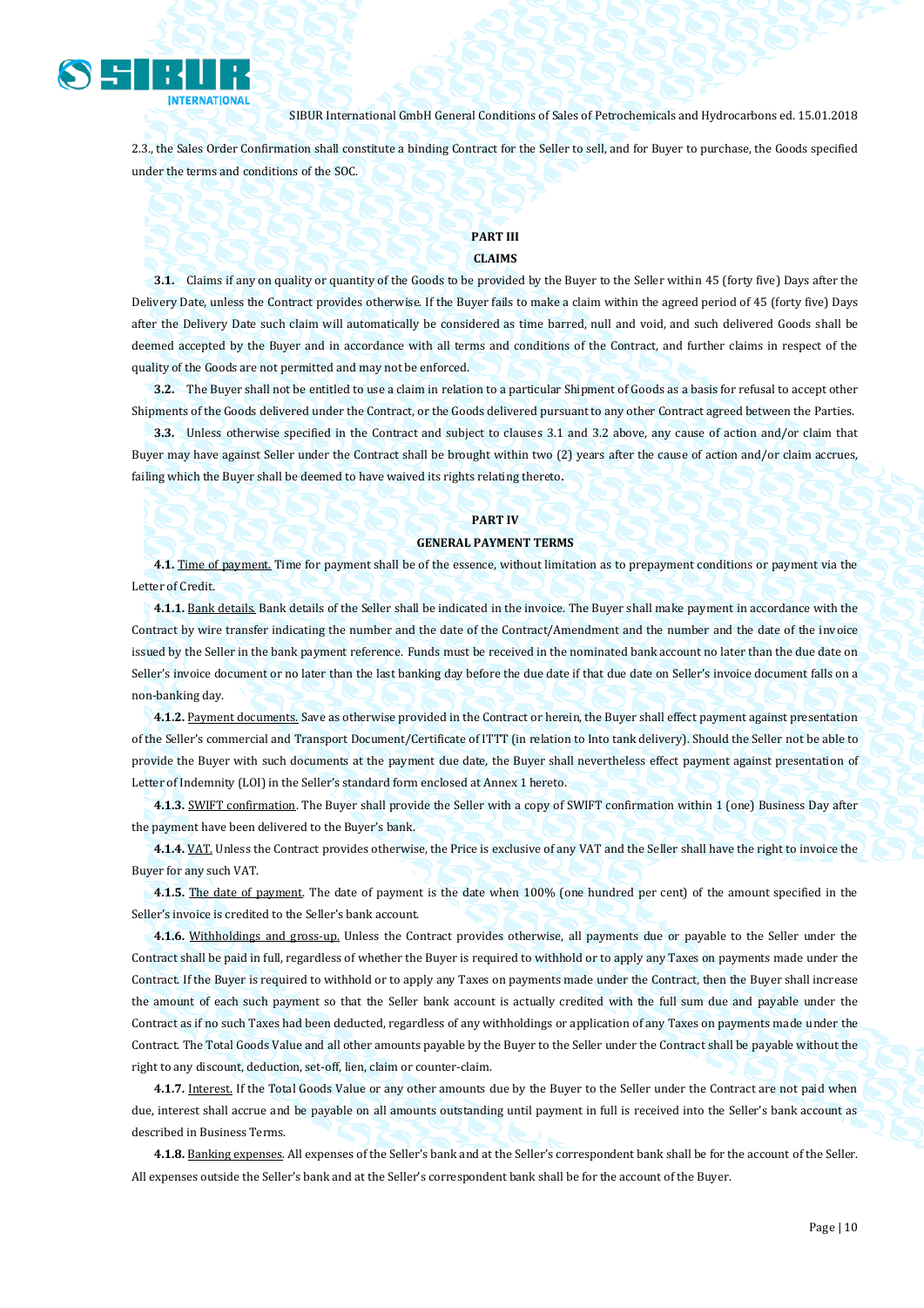2.3., the Sales Order Confirmation shall constitute a binding Contract for the Seller to sell, and for Buyer to purchase, the Goods specified under the terms and conditions of the SOC.

## PART III
## CLAIMS

**3.1.** Claims if any on quality or quantity of the Goods to be provided by the Buyer to the Seller within 45 (forty five) Days after the Delivery Date, unless the Contract provides otherwise. If the Buyer fails to make a claim within the agreed period of 45 (forty five) Days after the Delivery Date such claim will automatically be considered as time barred, null and void, and such delivered Goods shall be deemed accepted by the Buyer and in accordance with all terms and conditions of the Contract, and further claims in respect of the quality of the Goods are not permitted and may not be enforced.

**3.2.** The Buyer shall not be entitled to use a claim in relation to a particular Shipment of Goods as a basis for refusal to accept other Shipments of the Goods delivered under the Contract, or the Goods delivered pursuant to any other Contract agreed between the Parties.

**3.3.** Unless otherwise specified in the Contract and subject to clauses 3.1 and 3.2 above, any cause of action and/or claim that Buyer may have against Seller under the Contract shall be brought within two (2) years after the cause of action and/or claim accrues, failing which the Buyer shall be deemed to have waived its rights relating thereto**.**

## PART IV
## GENERAL PAYMENT TERMS

**4.1.** Time of payment. Time for payment shall be of the essence, without limitation as to prepayment conditions or payment via the Letter of Credit.

**4.1.1.** Bank details. Bank details of the Seller shall be indicated in the invoice. The Buyer shall make payment in accordance with the Contract by wire transfer indicating the number and the date of the Contract/Amendment and the number and the date of the invoice issued by the Seller in the bank payment reference. Funds must be received in the nominated bank account no later than the due date on Seller's invoice document or no later than the last banking day before the due date if that due date on Seller's invoice document falls on a non-banking day.

**4.1.2.** Payment documents. Save as otherwise provided in the Contract or herein, the Buyer shall effect payment against presentation of the Seller's commercial and Transport Document/Certificate of ITTT (in relation to Into tank delivery). Should the Seller not be able to provide the Buyer with such documents at the payment due date, the Buyer shall nevertheless effect payment against presentation of Letter of Indemnity (LOI) in the Seller's standard form enclosed at Annex 1 hereto.

**4.1.3.** SWIFT confirmation. The Buyer shall provide the Seller with a copy of SWIFT confirmation within 1 (one) Business Day after the payment have been delivered to the Buyer's bank.

**4.1.4.** VAT. Unless the Contract provides otherwise, the Price is exclusive of any VAT and the Seller shall have the right to invoice the Buyer for any such VAT.

**4.1.5.** The date of payment. The date of payment is the date when 100% (one hundred per cent) of the amount specified in the Seller's invoice is credited to the Seller's bank account.

**4.1.6.** Withholdings and gross-up. Unless the Contract provides otherwise, all payments due or payable to the Seller under the Contract shall be paid in full, regardless of whether the Buyer is required to withhold or to apply any Taxes on payments made under the Contract. If the Buyer is required to withhold or to apply any Taxes on payments made under the Contract, then the Buyer shall increase the amount of each such payment so that the Seller bank account is actually credited with the full sum due and payable under the Contract as if no such Taxes had been deducted, regardless of any withholdings or application of any Taxes on payments made under the Contract. The Total Goods Value and all other amounts payable by the Buyer to the Seller under the Contract shall be payable without the right to any discount, deduction, set-off, lien, claim or counter-claim.

**4.1.7.** Interest. If the Total Goods Value or any other amounts due by the Buyer to the Seller under the Contract are not paid when due, interest shall accrue and be payable on all amounts outstanding until payment in full is received into the Seller's bank account as described in Business Terms.

**4.1.8.** Banking expenses. All expenses of the Seller's bank and at the Seller's correspondent bank shall be for the account of the Seller. All expenses outside the Seller's bank and at the Seller's correspondent bank shall be for the account of the Buyer.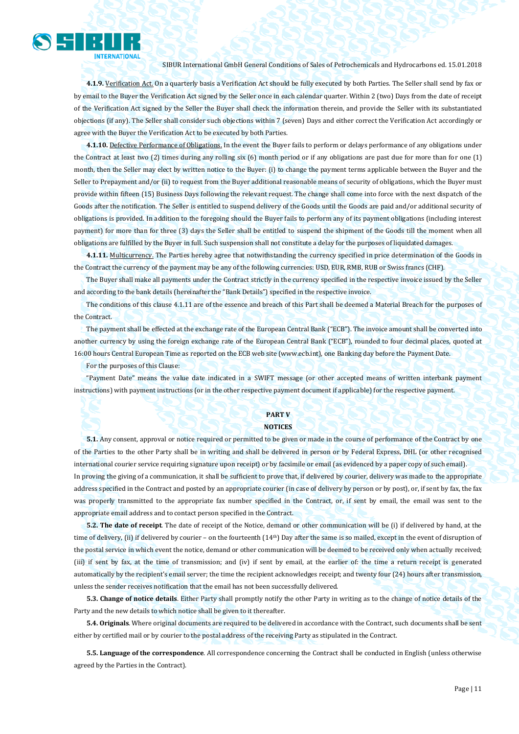**4.1.9.** Verification Act. On a quarterly basis a Verification Act should be fully executed by both Parties. The Seller shall send by fax or by email to the Buyer the Verification Act signed by the Seller once in each calendar quarter. Within 2 (two) Days from the date of receipt of the Verification Act signed by the Seller the Buyer shall check the information therein, and provide the Seller with its substantiated objections (if any). The Seller shall consider such objections within 7 (seven) Days and either correct the Verification Act accordingly or agree with the Buyer the Verification Act to be executed by both Parties.

**4.1.10.** Defective Performance of Obligations. In the event the Buyer fails to perform or delays performance of any obligations under the Contract at least two (2) times during any rolling six (6) month period or if any obligations are past due for more than for one (1) month, then the Seller may elect by written notice to the Buyer: (i) to change the payment terms applicable between the Buyer and the Seller to Prepayment and/or (ii) to request from the Buyer additional reasonable means of security of obligations, which the Buyer must provide within fifteen (15) Business Days following the relevant request. The change shall come into force with the next dispatch of the Goods after the notification. The Seller is entitled to suspend delivery of the Goods until the Goods are paid and/or additional security of obligations is provided. In addition to the foregoing should the Buyer fails to perform any of its payment obligations (including interest payment) for more than for three (3) days the Seller shall be entitled to suspend the shipment of the Goods till the moment when all obligations are fulfilled by the Buyer in full. Such suspension shall not constitute a delay for the purposes of liquidated damages.

**4.1.11.** Multicurrency. The Parties hereby agree that notwithstanding the currency specified in price determination of the Goods in the Contract the currency of the payment may be any of the following currencies: USD, EUR, RMB, RUB or Swiss francs (CHF).

The Buyer shall make all payments under the Contract strictly in the currency specified in the respective invoice issued by the Seller and according to the bank details (hereinafter the "Bank Details") specified in the respective invoice.

The conditions of this clause 4.1.11 are of the essence and breach of this Part shall be deemed a Material Breach for the purposes of the Contract.

The payment shall be effected at the exchange rate of the European Central Bank ("ECB"). The invoice amount shall be converted into another currency by using the foreign exchange rate of the European Central Bank ("ECB"), rounded to four decimal places, quoted at 16:00 hours Central European Time as reported on the ECB web site (www.ecb.int), one Banking day before the Payment Date.

For the purposes of this Clause:

"Payment Date" means the value date indicated in a SWIFT message (or other accepted means of written interbank payment instructions) with payment instructions (or in the other respective payment document if applicable) for the respective payment.

## PART V
## NOTICES

**5.1.** Any consent, approval or notice required or permitted to be given or made in the course of performance of the Contract by one of the Parties to the other Party shall be in writing and shall be delivered in person or by Federal Express, DHL (or other recognised international courier service requiring signature upon receipt) or by facsimile or email (as evidenced by a paper copy of such email).

In proving the giving of a communication, it shall be sufficient to prove that, if delivered by courier, delivery was made to the appropriate address specified in the Contract and posted by an appropriate courier (in case of delivery by person or by post), or, if sent by fax, the fax was properly transmitted to the appropriate fax number specified in the Contract, or, if sent by email, the email was sent to the appropriate email address and to contact person specified in the Contract.

**5.2. The date of receipt**. The date of receipt of the Notice, demand or other communication will be (i) if delivered by hand, at the time of delivery, (ii) if delivered by courier – on the fourteenth (14th) Day after the same is so mailed, except in the event of disruption of the postal service in which event the notice, demand or other communication will be deemed to be received only when actually received; (iii) if sent by fax, at the time of transmission; and (iv) if sent by email, at the earlier of: the time a return receipt is generated automatically by the recipient's email server; the time the recipient acknowledges receipt; and twenty four (24) hours after transmission, unless the sender receives notification that the email has not been successfully delivered.

**5.3. Change of notice details**. Either Party shall promptly notify the other Party in writing as to the change of notice details of the Party and the new details to which notice shall be given to it thereafter.

**5.4. Originals**. Where original documents are required to be delivered in accordance with the Contract, such documents shall be sent either by certified mail or by courier to the postal address of the receiving Party as stipulated in the Contract.

**5.5. Language of the correspondence**. All correspondence concerning the Contract shall be conducted in English (unless otherwise agreed by the Parties in the Contract).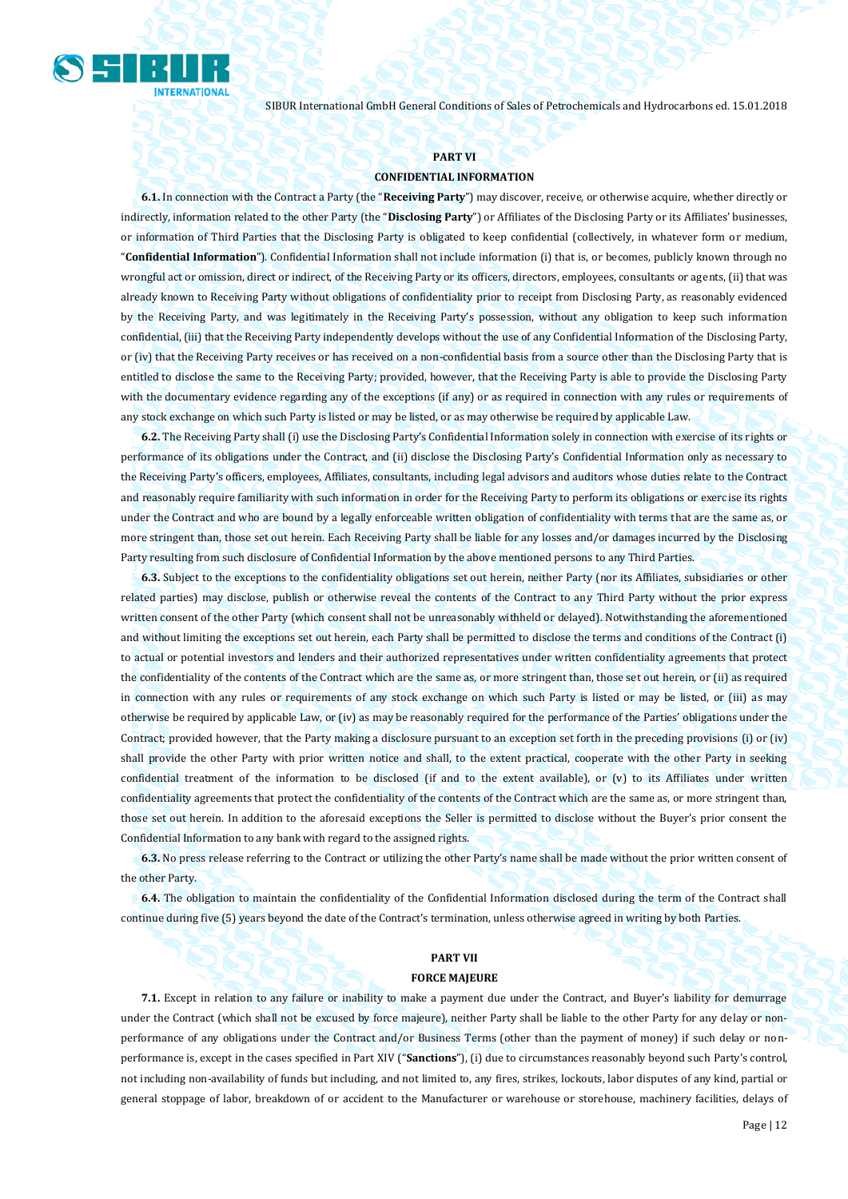## PART VI
## CONFIDENTIAL INFORMATION

**6.1.** In connection with the Contract a Party (the "**Receiving Party**") may discover, receive, or otherwise acquire, whether directly or indirectly, information related to the other Party (the "**Disclosing Party**") or Affiliates of the Disclosing Party or its Affiliates' businesses, or information of Third Parties that the Disclosing Party is obligated to keep confidential (collectively, in whatever form or medium, "**Confidential Information**"). Confidential Information shall not include information (i) that is, or becomes, publicly known through no wrongful act or omission, direct or indirect, of the Receiving Party or its officers, directors, employees, consultants or agents, (ii) that was already known to Receiving Party without obligations of confidentiality prior to receipt from Disclosing Party, as reasonably evidenced by the Receiving Party, and was legitimately in the Receiving Party's possession, without any obligation to keep such information confidential, (iii) that the Receiving Party independently develops without the use of any Confidential Information of the Disclosing Party, or (iv) that the Receiving Party receives or has received on a non-confidential basis from a source other than the Disclosing Party that is entitled to disclose the same to the Receiving Party; provided, however, that the Receiving Party is able to provide the Disclosing Party with the documentary evidence regarding any of the exceptions (if any) or as required in connection with any rules or requirements of any stock exchange on which such Party is listed or may be listed, or as may otherwise be required by applicable Law.

**6.2.** The Receiving Party shall (i) use the Disclosing Party's Confidential Information solely in connection with exercise of its rights or performance of its obligations under the Contract, and (ii) disclose the Disclosing Party's Confidential Information only as necessary to the Receiving Party's officers, employees, Affiliates, consultants, including legal advisors and auditors whose duties relate to the Contract and reasonably require familiarity with such information in order for the Receiving Party to perform its obligations or exercise its rights under the Contract and who are bound by a legally enforceable written obligation of confidentiality with terms that are the same as, or more stringent than, those set out herein. Each Receiving Party shall be liable for any losses and/or damages incurred by the Disclosing Party resulting from such disclosure of Confidential Information by the above mentioned persons to any Third Parties.

**6.3.** Subject to the exceptions to the confidentiality obligations set out herein, neither Party (nor its Affiliates, subsidiaries or other related parties) may disclose, publish or otherwise reveal the contents of the Contract to any Third Party without the prior express written consent of the other Party (which consent shall not be unreasonably withheld or delayed). Notwithstanding the aforementioned and without limiting the exceptions set out herein, each Party shall be permitted to disclose the terms and conditions of the Contract (i) to actual or potential investors and lenders and their authorized representatives under written confidentiality agreements that protect the confidentiality of the contents of the Contract which are the same as, or more stringent than, those set out herein, or (ii) as required in connection with any rules or requirements of any stock exchange on which such Party is listed or may be listed, or (iii) as may otherwise be required by applicable Law, or (iv) as may be reasonably required for the performance of the Parties' obligations under the Contract; provided however, that the Party making a disclosure pursuant to an exception set forth in the preceding provisions (i) or (iv) shall provide the other Party with prior written notice and shall, to the extent practical, cooperate with the other Party in seeking confidential treatment of the information to be disclosed (if and to the extent available), or (v) to its Affiliates under written confidentiality agreements that protect the confidentiality of the contents of the Contract which are the same as, or more stringent than, those set out herein. In addition to the aforesaid exceptions the Seller is permitted to disclose without the Buyer's prior consent the Confidential Information to any bank with regard to the assigned rights.

**6.3.** No press release referring to the Contract or utilizing the other Party's name shall be made without the prior written consent of the other Party.

**6.4.** The obligation to maintain the confidentiality of the Confidential Information disclosed during the term of the Contract shall continue during five (5) years beyond the date of the Contract's termination, unless otherwise agreed in writing by both Parties.

## PART VII
## FORCE MAJEURE

**7.1.** Except in relation to any failure or inability to make a payment due under the Contract, and Buyer's liability for demurrage under the Contract (which shall not be excused by force majeure), neither Party shall be liable to the other Party for any delay or non-performance of any obligations under the Contract and/or Business Terms (other than the payment of money) if such delay or non-performance is, except in the cases specified in Part XIV ("**Sanctions**"), (i) due to circumstances reasonably beyond such Party's control, not including non-availability of funds but including, and not limited to, any fires, strikes, lockouts, labor disputes of any kind, partial or general stoppage of labor, breakdown of or accident to the Manufacturer or warehouse or storehouse, machinery facilities, delays of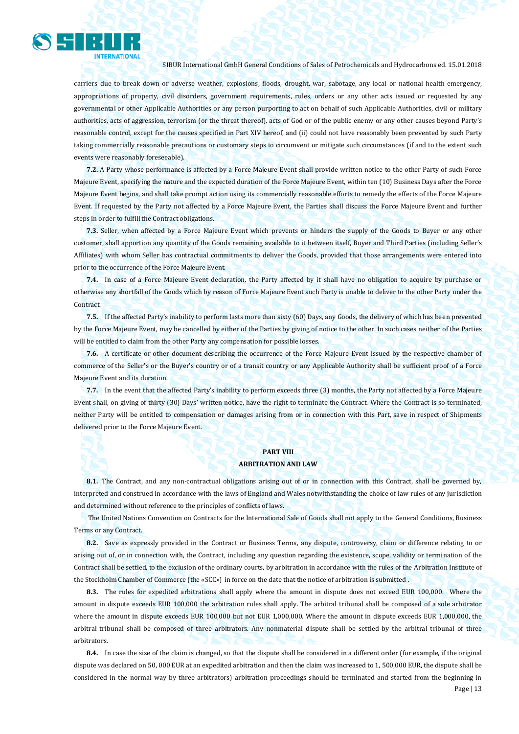carriers due to break down or adverse weather, explosions, floods, drought, war, sabotage, any local or national health emergency, appropriations of property, civil disorders, government requirements, rules, orders or any other acts issued or requested by any governmental or other Applicable Authorities or any person purporting to act on behalf of such Applicable Authorities, civil or military authorities, acts of aggression, terrorism (or the threat thereof), acts of God or of the public enemy or any other causes beyond Party's reasonable control, except for the causes specified in Part XIV hereof, and (ii) could not have reasonably been prevented by such Party taking commercially reasonable precautions or customary steps to circumvent or mitigate such circumstances (if and to the extent such events were reasonably foreseeable).

**7.2.** A Party whose performance is affected by a Force Majeure Event shall provide written notice to the other Party of such Force Majeure Event, specifying the nature and the expected duration of the Force Majeure Event, within ten (10) Business Days after the Force Majeure Event begins, and shall take prompt action using its commercially reasonable efforts to remedy the effects of the Force Majeure Event. If requested by the Party not affected by a Force Majeure Event, the Parties shall discuss the Force Majeure Event and further steps in order to fulfill the Contract obligations.

**7.3.** Seller, when affected by a Force Majeure Event which prevents or hinders the supply of the Goods to Buyer or any other customer, shall apportion any quantity of the Goods remaining available to it between itself, Buyer and Third Parties (including Seller's Affiliates) with whom Seller has contractual commitments to deliver the Goods, provided that those arrangements were entered into prior to the occurrence of the Force Majeure Event.

**7.4.** In case of a Force Majeure Event declaration, the Party affected by it shall have no obligation to acquire by purchase or otherwise any shortfall of the Goods which by reason of Force Majeure Event such Party is unable to deliver to the other Party under the Contract.

**7.5.** If the affected Party's inability to perform lasts more than sixty (60) Days, any Goods, the delivery of which has been prevented by the Force Majeure Event, may be cancelled by either of the Parties by giving of notice to the other. In such cases neither of the Parties will be entitled to claim from the other Party any compensation for possible losses.

**7.6.** A certificate or other document describing the occurrence of the Force Majeure Event issued by the respective chamber of commerce of the Seller's or the Buyer's country or of a transit country or any Applicable Authority shall be sufficient proof of a Force Majeure Event and its duration.

**7.7.** In the event that the affected Party's inability to perform exceeds three (3) months, the Party not affected by a Force Majeure Event shall, on giving of thirty (30) Days' written notice, have the right to terminate the Contract. Where the Contract is so terminated, neither Party will be entitled to compensation or damages arising from or in connection with this Part, save in respect of Shipments delivered prior to the Force Majeure Event.

## PART VIII
## ARBITRATION AND LAW

**8.1.** The Contract, and any non-contractual obligations arising out of or in connection with this Contract, shall be governed by, interpreted and construed in accordance with the laws of England and Wales notwithstanding the choice of law rules of any jurisdiction and determined without reference to the principles of conflicts of laws.

The United Nations Convention on Contracts for the International Sale of Goods shall not apply to the General Conditions, Business Terms or any Contract.

**8.2.** Save as expressly provided in the Contract or Business Terms, any dispute, controversy, claim or difference relating to or arising out of, or in connection with, the Contract, including any question regarding the existence, scope, validity or termination of the Contract shall be settled, to the exclusion of the ordinary courts, by arbitration in accordance with the rules of the Arbitration Institute of the Stockholm Chamber of Commerce (the «SCC») in force on the date that the notice of arbitration is submitted .

**8.3.** The rules for expedited arbitrations shall apply where the amount in dispute does not exceed EUR 100,000. Where the amount in dispute exceeds EUR 100,000 the arbitration rules shall apply. The arbitral tribunal shall be composed of a sole arbitrator where the amount in dispute exceeds EUR 100,000 but not EUR 1,000,000. Where the amount in dispute exceeds EUR 1,000,000, the arbitral tribunal shall be composed of three arbitrators. Any nonmaterial dispute shall be settled by the arbitral tribunal of three arbitrators.

**8.4.** In case the size of the claim is changed, so that the dispute shall be considered in a different order (for example, if the original dispute was declared on 50, 000 EUR at an expedited arbitration and then the claim was increased to 1, 500,000 EUR, the dispute shall be considered in the normal way by three arbitrators) arbitration proceedings should be terminated and started from the beginning in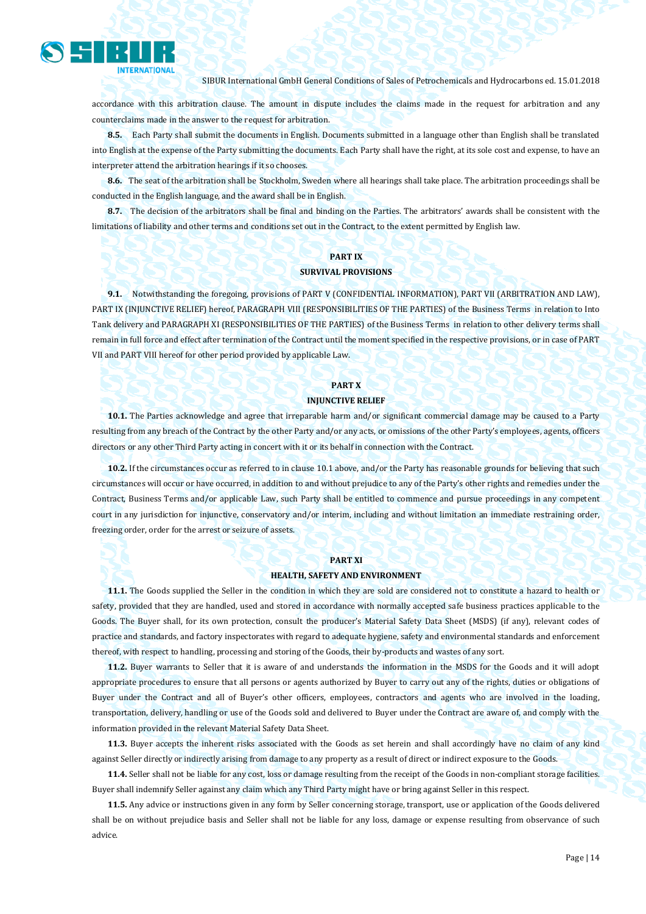accordance with this arbitration clause. The amount in dispute includes the claims made in the request for arbitration and any counterclaims made in the answer to the request for arbitration.

**8.5.** Each Party shall submit the documents in English. Documents submitted in a language other than English shall be translated into English at the expense of the Party submitting the documents. Each Party shall have the right, at its sole cost and expense, to have an interpreter attend the arbitration hearings if it so chooses.

**8.6.** The seat of the arbitration shall be Stockholm, Sweden where all hearings shall take place. The arbitration proceedings shall be conducted in the English language, and the award shall be in English.

**8.7.** The decision of the arbitrators shall be final and binding on the Parties. The arbitrators' awards shall be consistent with the limitations of liability and other terms and conditions set out in the Contract, to the extent permitted by English law.

## PART IX
## SURVIVAL PROVISIONS

**9.1.** Notwithstanding the foregoing, provisions of PART V (CONFIDENTIAL INFORMATION), PART VII (ARBITRATION AND LAW), PART IX (INJUNCTIVE RELIEF) hereof, PARAGRAPH VIII (RESPONSIBILITIES OF THE PARTIES) of the Business Terms in relation to Into Tank delivery and PARAGRAPH XI (RESPONSIBILITIES OF THE PARTIES) of the Business Terms in relation to other delivery terms shall remain in full force and effect after termination of the Contract until the moment specified in the respective provisions, or in case of PART VII and PART VIII hereof for other period provided by applicable Law.

## PART X
## INJUNCTIVE RELIEF

**10.1.** The Parties acknowledge and agree that irreparable harm and/or significant commercial damage may be caused to a Party resulting from any breach of the Contract by the other Party and/or any acts, or omissions of the other Party's employees, agents, officers directors or any other Third Party acting in concert with it or its behalf in connection with the Contract.

**10.2.** If the circumstances occur as referred to in clause 10.1 above, and/or the Party has reasonable grounds for believing that such circumstances will occur or have occurred, in addition to and without prejudice to any of the Party's other rights and remedies under the Contract, Business Terms and/or applicable Law, such Party shall be entitled to commence and pursue proceedings in any competent court in any jurisdiction for injunctive, conservatory and/or interim, including and without limitation an immediate restraining order, freezing order, order for the arrest or seizure of assets.

## PART XI
## HEALTH, SAFETY AND ENVIRONMENT

**11.1.** The Goods supplied the Seller in the condition in which they are sold are considered not to constitute a hazard to health or safety, provided that they are handled, used and stored in accordance with normally accepted safe business practices applicable to the Goods. The Buyer shall, for its own protection, consult the producer's Material Safety Data Sheet (MSDS) (if any), relevant codes of practice and standards, and factory inspectorates with regard to adequate hygiene, safety and environmental standards and enforcement thereof, with respect to handling, processing and storing of the Goods, their by-products and wastes of any sort.

**11.2.** Buyer warrants to Seller that it is aware of and understands the information in the MSDS for the Goods and it will adopt appropriate procedures to ensure that all persons or agents authorized by Buyer to carry out any of the rights, duties or obligations of Buyer under the Contract and all of Buyer's other officers, employees, contractors and agents who are involved in the loading, transportation, delivery, handling or use of the Goods sold and delivered to Buyer under the Contract are aware of, and comply with the information provided in the relevant Material Safety Data Sheet.

**11.3.** Buyer accepts the inherent risks associated with the Goods as set herein and shall accordingly have no claim of any kind against Seller directly or indirectly arising from damage to any property as a result of direct or indirect exposure to the Goods.

**11.4.** Seller shall not be liable for any cost, loss or damage resulting from the receipt of the Goods in non-compliant storage facilities. Buyer shall indemnify Seller against any claim which any Third Party might have or bring against Seller in this respect.

**11.5.** Any advice or instructions given in any form by Seller concerning storage, transport, use or application of the Goods delivered shall be on without prejudice basis and Seller shall not be liable for any loss, damage or expense resulting from observance of such advice.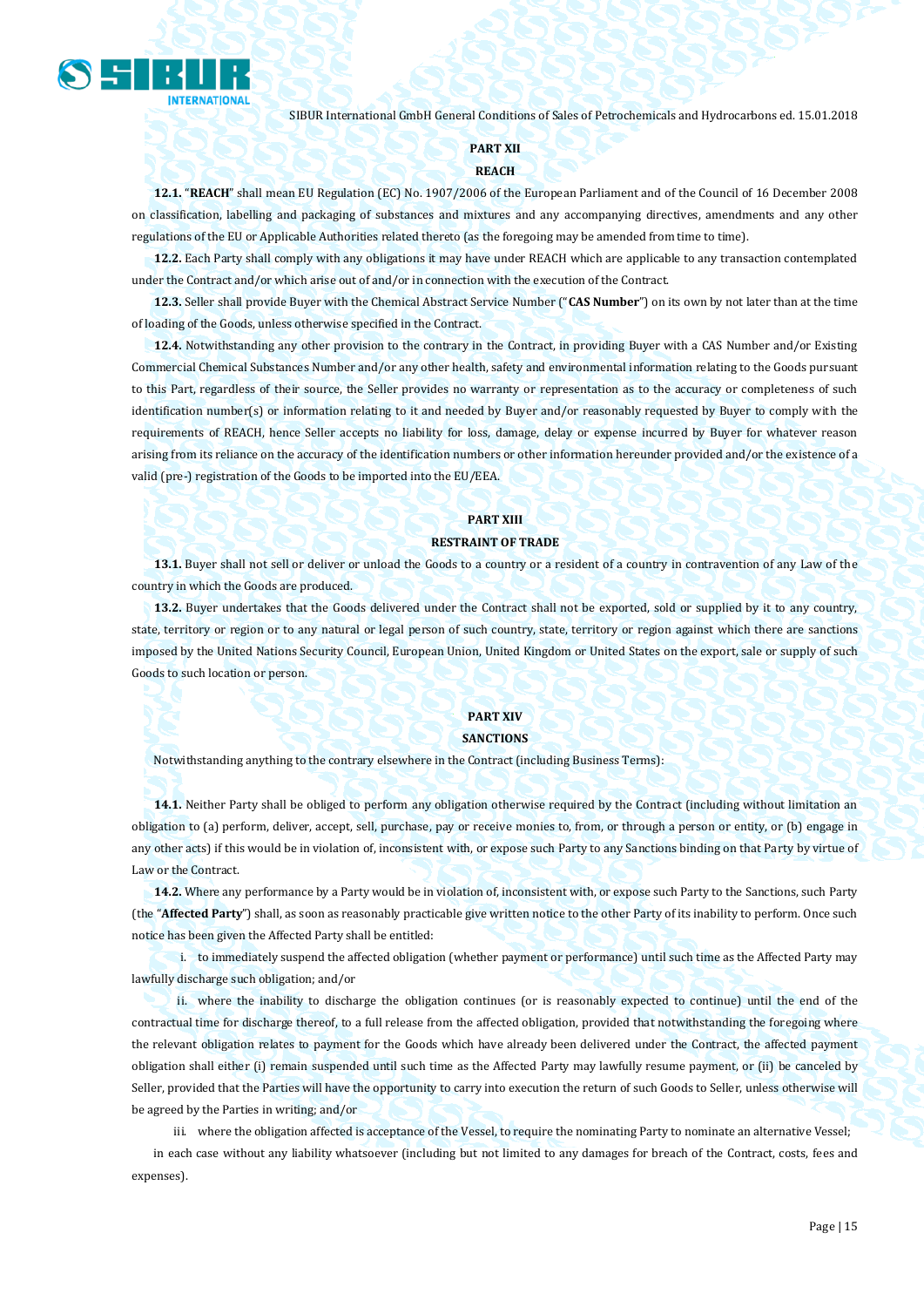## PART XII

## REACH

**12.1.** "**REACH**" shall mean EU Regulation (EC) No. 1907/2006 of the European Parliament and of the Council of 16 December 2008 on classification, labelling and packaging of substances and mixtures and any accompanying directives, amendments and any other regulations of the EU or Applicable Authorities related thereto (as the foregoing may be amended from time to time).

**12.2.** Each Party shall comply with any obligations it may have under REACH which are applicable to any transaction contemplated under the Contract and/or which arise out of and/or in connection with the execution of the Contract.

**12.3.** Seller shall provide Buyer with the Chemical Abstract Service Number ("**CAS Number**") on its own by not later than at the time of loading of the Goods, unless otherwise specified in the Contract.

**12.4.** Notwithstanding any other provision to the contrary in the Contract, in providing Buyer with a CAS Number and/or Existing Commercial Chemical Substances Number and/or any other health, safety and environmental information relating to the Goods pursuant to this Part, regardless of their source, the Seller provides no warranty or representation as to the accuracy or completeness of such identification number(s) or information relating to it and needed by Buyer and/or reasonably requested by Buyer to comply with the requirements of REACH, hence Seller accepts no liability for loss, damage, delay or expense incurred by Buyer for whatever reason arising from its reliance on the accuracy of the identification numbers or other information hereunder provided and/or the existence of a valid (pre-) registration of the Goods to be imported into the EU/EEA.

## PART XIII

## RESTRAINT OF TRADE

**13.1.** Buyer shall not sell or deliver or unload the Goods to a country or a resident of a country in contravention of any Law of the country in which the Goods are produced.

**13.2.** Buyer undertakes that the Goods delivered under the Contract shall not be exported, sold or supplied by it to any country, state, territory or region or to any natural or legal person of such country, state, territory or region against which there are sanctions imposed by the United Nations Security Council, European Union, United Kingdom or United States on the export, sale or supply of such Goods to such location or person.

## PART XIV

## SANCTIONS

Notwithstanding anything to the contrary elsewhere in the Contract (including Business Terms):

**14.1.** Neither Party shall be obliged to perform any obligation otherwise required by the Contract (including without limitation an obligation to (a) perform, deliver, accept, sell, purchase, pay or receive monies to, from, or through a person or entity, or (b) engage in any other acts) if this would be in violation of, inconsistent with, or expose such Party to any Sanctions binding on that Party by virtue of Law or the Contract.

**14.2.** Where any performance by a Party would be in violation of, inconsistent with, or expose such Party to the Sanctions, such Party (the "**Affected Party**") shall, as soon as reasonably practicable give written notice to the other Party of its inability to perform. Once such notice has been given the Affected Party shall be entitled:

i. to immediately suspend the affected obligation (whether payment or performance) until such time as the Affected Party may lawfully discharge such obligation; and/or

ii. where the inability to discharge the obligation continues (or is reasonably expected to continue) until the end of the contractual time for discharge thereof, to a full release from the affected obligation, provided that notwithstanding the foregoing where the relevant obligation relates to payment for the Goods which have already been delivered under the Contract, the affected payment obligation shall either (i) remain suspended until such time as the Affected Party may lawfully resume payment, or (ii) be canceled by Seller, provided that the Parties will have the opportunity to carry into execution the return of such Goods to Seller, unless otherwise will be agreed by the Parties in writing; and/or

iii. where the obligation affected is acceptance of the Vessel, to require the nominating Party to nominate an alternative Vessel;

in each case without any liability whatsoever (including but not limited to any damages for breach of the Contract, costs, fees and expenses).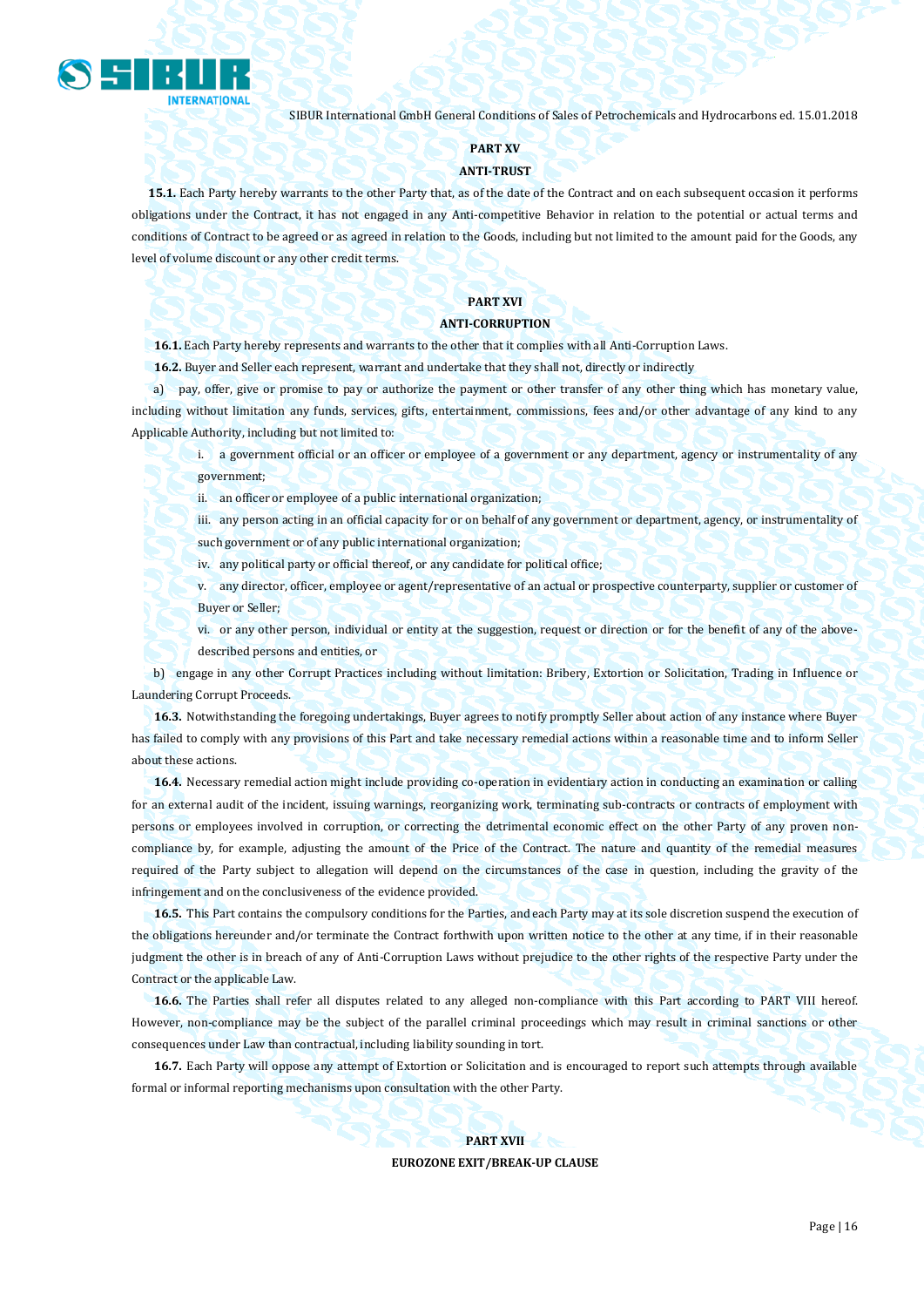## PART XV

## ANTI-TRUST

**15.1.** Each Party hereby warrants to the other Party that, as of the date of the Contract and on each subsequent occasion it performs obligations under the Contract, it has not engaged in any Anti-competitive Behavior in relation to the potential or actual terms and conditions of Contract to be agreed or as agreed in relation to the Goods, including but not limited to the amount paid for the Goods, any level of volume discount or any other credit terms.

## PART XVI

## ANTI-CORRUPTION

**16.1.** Each Party hereby represents and warrants to the other that it complies with all Anti-Corruption Laws.

**16.2.** Buyer and Seller each represent, warrant and undertake that they shall not, directly or indirectly

a) pay, offer, give or promise to pay or authorize the payment or other transfer of any other thing which has monetary value, including without limitation any funds, services, gifts, entertainment, commissions, fees and/or other advantage of any kind to any Applicable Authority, including but not limited to:

i. a government official or an officer or employee of a government or any department, agency or instrumentality of any government;

ii. an officer or employee of a public international organization;

iii. any person acting in an official capacity for or on behalf of any government or department, agency, or instrumentality of such government or of any public international organization;

iv. any political party or official thereof, or any candidate for political office;

v. any director, officer, employee or agent/representative of an actual or prospective counterparty, supplier or customer of Buyer or Seller;

vi. or any other person, individual or entity at the suggestion, request or direction or for the benefit of any of the above-described persons and entities, or

b) engage in any other Corrupt Practices including without limitation: Bribery, Extortion or Solicitation, Trading in Influence or Laundering Corrupt Proceeds.

**16.3.** Notwithstanding the foregoing undertakings, Buyer agrees to notify promptly Seller about action of any instance where Buyer has failed to comply with any provisions of this Part and take necessary remedial actions within a reasonable time and to inform Seller about these actions.

**16.4.** Necessary remedial action might include providing co-operation in evidentiary action in conducting an examination or calling for an external audit of the incident, issuing warnings, reorganizing work, terminating sub-contracts or contracts of employment with persons or employees involved in corruption, or correcting the detrimental economic effect on the other Party of any proven non-compliance by, for example, adjusting the amount of the Price of the Contract. The nature and quantity of the remedial measures required of the Party subject to allegation will depend on the circumstances of the case in question, including the gravity of the infringement and on the conclusiveness of the evidence provided.

**16.5.** This Part contains the compulsory conditions for the Parties, and each Party may at its sole discretion suspend the execution of the obligations hereunder and/or terminate the Contract forthwith upon written notice to the other at any time, if in their reasonable judgment the other is in breach of any of Anti-Corruption Laws without prejudice to the other rights of the respective Party under the Contract or the applicable Law.

**16.6.** The Parties shall refer all disputes related to any alleged non-compliance with this Part according to PART VIII hereof. However, non-compliance may be the subject of the parallel criminal proceedings which may result in criminal sanctions or other consequences under Law than contractual, including liability sounding in tort.

**16.7.** Each Party will oppose any attempt of Extortion or Solicitation and is encouraged to report such attempts through available formal or informal reporting mechanisms upon consultation with the other Party.

## PART XVII

## EUROZONE EXIT/BREAK-UP CLAUSE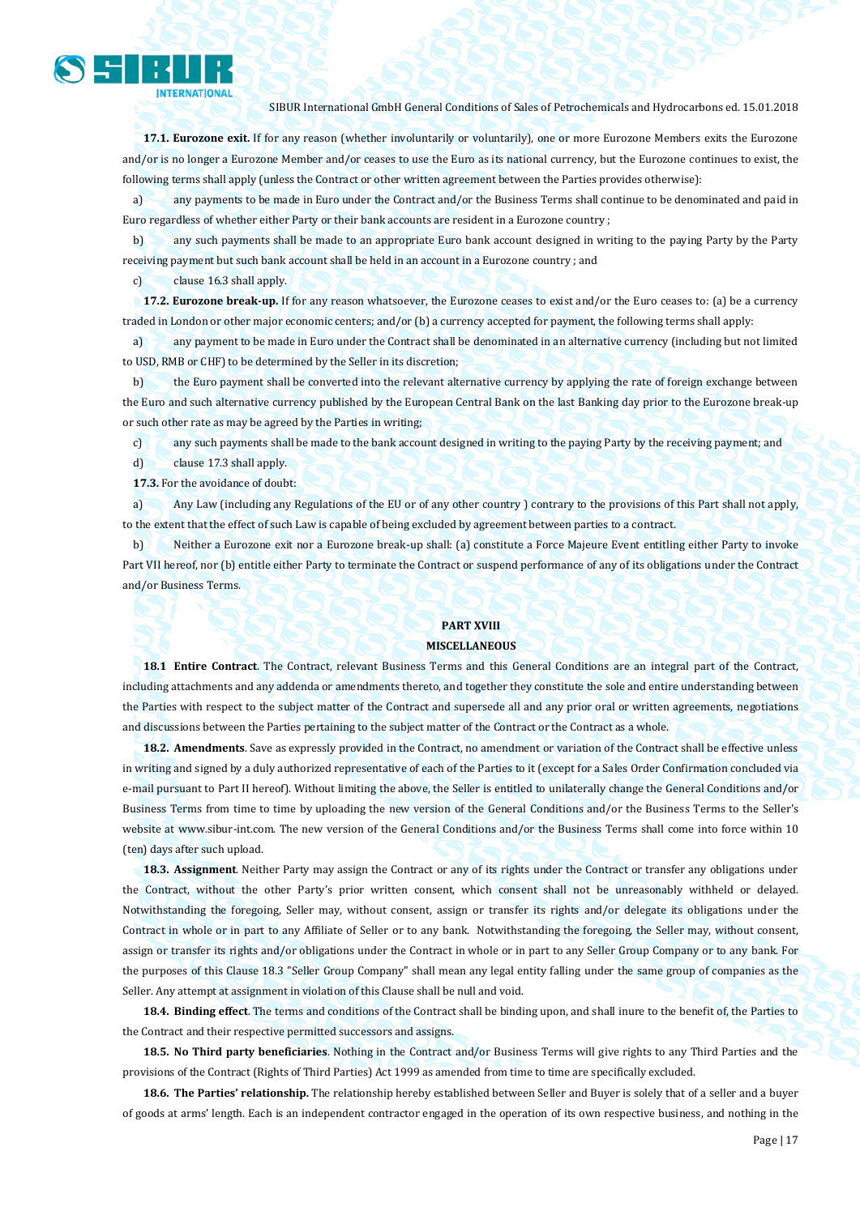**17.1. Eurozone exit.** If for any reason (whether involuntarily or voluntarily), one or more Eurozone Members exits the Eurozone and/or is no longer a Eurozone Member and/or ceases to use the Euro as its national currency, but the Eurozone continues to exist, the following terms shall apply (unless the Contract or other written agreement between the Parties provides otherwise):

a) any payments to be made in Euro under the Contract and/or the Business Terms shall continue to be denominated and paid in Euro regardless of whether either Party or their bank accounts are resident in a Eurozone country ;

b) any such payments shall be made to an appropriate Euro bank account designed in writing to the paying Party by the Party receiving payment but such bank account shall be held in an account in a Eurozone country ; and

c) clause 16.3 shall apply.

**17.2. Eurozone break-up.** If for any reason whatsoever, the Eurozone ceases to exist and/or the Euro ceases to: (a) be a currency traded in London or other major economic centers; and/or (b) a currency accepted for payment, the following terms shall apply:

a) any payment to be made in Euro under the Contract shall be denominated in an alternative currency (including but not limited to USD, RMB or CHF) to be determined by the Seller in its discretion;

b) the Euro payment shall be converted into the relevant alternative currency by applying the rate of foreign exchange between the Euro and such alternative currency published by the European Central Bank on the last Banking day prior to the Eurozone break-up or such other rate as may be agreed by the Parties in writing;

c) any such payments shall be made to the bank account designed in writing to the paying Party by the receiving payment; and

d) clause 17.3 shall apply.

**17.3.** For the avoidance of doubt:

a) Any Law (including any Regulations of the EU or of any other country ) contrary to the provisions of this Part shall not apply, to the extent that the effect of such Law is capable of being excluded by agreement between parties to a contract.

b) Neither a Eurozone exit nor a Eurozone break-up shall: (a) constitute a Force Majeure Event entitling either Party to invoke Part VII hereof, nor (b) entitle either Party to terminate the Contract or suspend performance of any of its obligations under the Contract and/or Business Terms.

## PART XVIII
## MISCELLANEOUS

**18.1 Entire Contract**. The Contract, relevant Business Terms and this General Conditions are an integral part of the Contract, including attachments and any addenda or amendments thereto, and together they constitute the sole and entire understanding between the Parties with respect to the subject matter of the Contract and supersede all and any prior oral or written agreements, negotiations and discussions between the Parties pertaining to the subject matter of the Contract or the Contract as a whole.

**18.2. Amendments**. Save as expressly provided in the Contract, no amendment or variation of the Contract shall be effective unless in writing and signed by a duly authorized representative of each of the Parties to it (except for a Sales Order Confirmation concluded via e-mail pursuant to Part II hereof). Without limiting the above, the Seller is entitled to unilaterally change the General Conditions and/or Business Terms from time to time by uploading the new version of the General Conditions and/or the Business Terms to the Seller's website at www.sibur-int.com. The new version of the General Conditions and/or the Business Terms shall come into force within 10 (ten) days after such upload.

**18.3. Assignment**. Neither Party may assign the Contract or any of its rights under the Contract or transfer any obligations under the Contract, without the other Party's prior written consent, which consent shall not be unreasonably withheld or delayed. Notwithstanding the foregoing, Seller may, without consent, assign or transfer its rights and/or delegate its obligations under the Contract in whole or in part to any Affiliate of Seller or to any bank. Notwithstanding the foregoing, the Seller may, without consent, assign or transfer its rights and/or obligations under the Contract in whole or in part to any Seller Group Company or to any bank. For the purposes of this Clause 18.3 "Seller Group Company" shall mean any legal entity falling under the same group of companies as the Seller. Any attempt at assignment in violation of this Clause shall be null and void.

**18.4. Binding effect**. The terms and conditions of the Contract shall be binding upon, and shall inure to the benefit of, the Parties to the Contract and their respective permitted successors and assigns.

**18.5. No Third party beneficiaries**. Nothing in the Contract and/or Business Terms will give rights to any Third Parties and the provisions of the Contract (Rights of Third Parties) Act 1999 as amended from time to time are specifically excluded.

**18.6. The Parties' relationship.** The relationship hereby established between Seller and Buyer is solely that of a seller and a buyer of goods at arms' length. Each is an independent contractor engaged in the operation of its own respective business, and nothing in the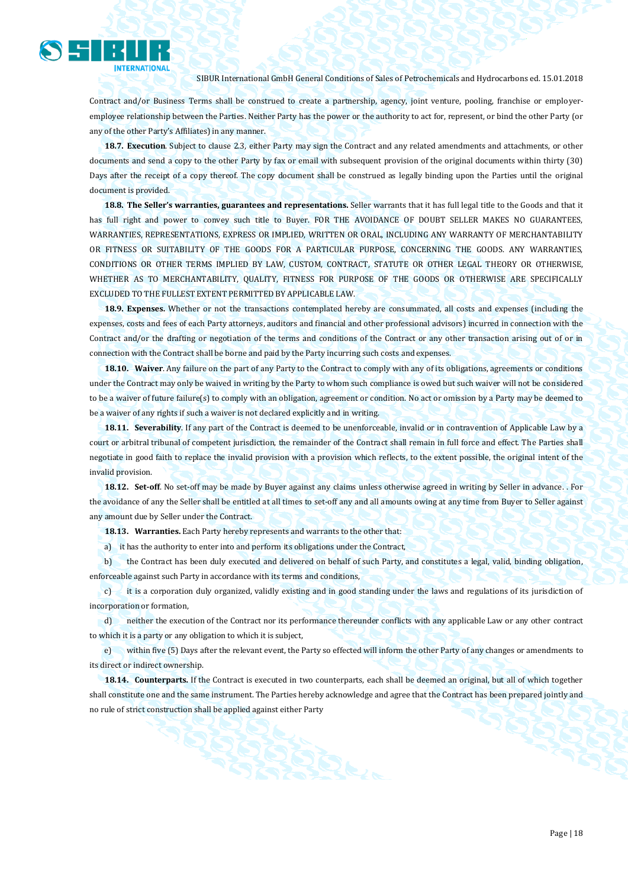Contract and/or Business Terms shall be construed to create a partnership, agency, joint venture, pooling, franchise or employer-employee relationship between the Parties. Neither Party has the power or the authority to act for, represent, or bind the other Party (or any of the other Party's Affiliates) in any manner.

**18.7. Execution**. Subject to clause 2.3, either Party may sign the Contract and any related amendments and attachments, or other documents and send a copy to the other Party by fax or email with subsequent provision of the original documents within thirty (30) Days after the receipt of a copy thereof. The copy document shall be construed as legally binding upon the Parties until the original document is provided.

**18.8. The Seller's warranties, guarantees and representations.** Seller warrants that it has full legal title to the Goods and that it has full right and power to convey such title to Buyer. FOR THE AVOIDANCE OF DOUBT SELLER MAKES NO GUARANTEES, WARRANTIES, REPRESENTATIONS, EXPRESS OR IMPLIED, WRITTEN OR ORAL, INCLUDING ANY WARRANTY OF MERCHANTABILITY OR FITNESS OR SUITABILITY OF THE GOODS FOR A PARTICULAR PURPOSE, CONCERNING THE GOODS. ANY WARRANTIES, CONDITIONS OR OTHER TERMS IMPLIED BY LAW, CUSTOM, CONTRACT, STATUTE OR OTHER LEGAL THEORY OR OTHERWISE, WHETHER AS TO MERCHANTABILITY, QUALITY, FITNESS FOR PURPOSE OF THE GOODS OR OTHERWISE ARE SPECIFICALLY EXCLUDED TO THE FULLEST EXTENT PERMITTED BY APPLICABLE LAW.

**18.9. Expenses.** Whether or not the transactions contemplated hereby are consummated, all costs and expenses (including the expenses, costs and fees of each Party attorneys, auditors and financial and other professional advisors) incurred in connection with the Contract and/or the drafting or negotiation of the terms and conditions of the Contract or any other transaction arising out of or in connection with the Contract shall be borne and paid by the Party incurring such costs and expenses.

**18.10. Waiver**. Any failure on the part of any Party to the Contract to comply with any of its obligations, agreements or conditions under the Contract may only be waived in writing by the Party to whom such compliance is owed but such waiver will not be considered to be a waiver of future failure(s) to comply with an obligation, agreement or condition. No act or omission by a Party may be deemed to be a waiver of any rights if such a waiver is not declared explicitly and in writing.

**18.11. Severability**. If any part of the Contract is deemed to be unenforceable, invalid or in contravention of Applicable Law by a court or arbitral tribunal of competent jurisdiction, the remainder of the Contract shall remain in full force and effect. The Parties shall negotiate in good faith to replace the invalid provision with a provision which reflects, to the extent possible, the original intent of the invalid provision.

**18.12. Set-off**. No set-off may be made by Buyer against any claims unless otherwise agreed in writing by Seller in advance. . For the avoidance of any the Seller shall be entitled at all times to set-off any and all amounts owing at any time from Buyer to Seller against any amount due by Seller under the Contract.

**18.13. Warranties.** Each Party hereby represents and warrants to the other that:

a) it has the authority to enter into and perform its obligations under the Contract,

b) the Contract has been duly executed and delivered on behalf of such Party, and constitutes a legal, valid, binding obligation, enforceable against such Party in accordance with its terms and conditions,

c) it is a corporation duly organized, validly existing and in good standing under the laws and regulations of its jurisdiction of incorporation or formation,

d) neither the execution of the Contract nor its performance thereunder conflicts with any applicable Law or any other contract to which it is a party or any obligation to which it is subject,

e) within five (5) Days after the relevant event, the Party so effected will inform the other Party of any changes or amendments to its direct or indirect ownership.

**18.14. Counterparts.** If the Contract is executed in two counterparts, each shall be deemed an original, but all of which together shall constitute one and the same instrument. The Parties hereby acknowledge and agree that the Contract has been prepared jointly and no rule of strict construction shall be applied against either Party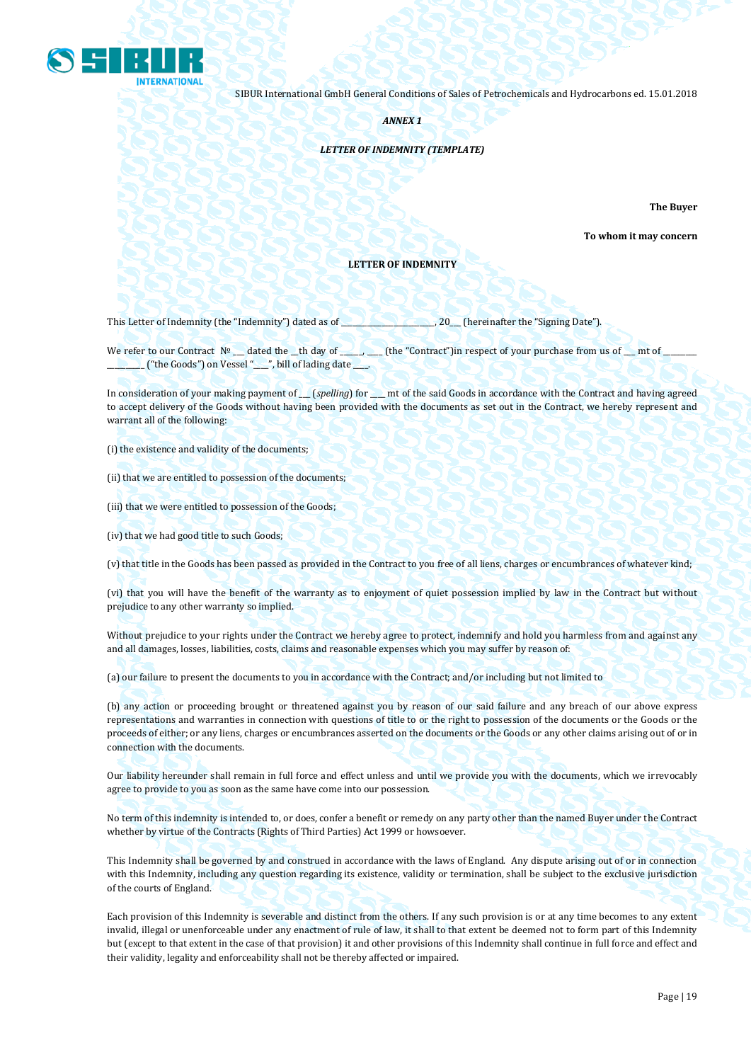*ANNEX 1*

***LETTER OF INDEMNITY (TEMPLATE)***

**The Buyer**

**To whom it may concern**

**LETTER OF INDEMNITY**

This Letter of Indemnity (the "Indemnity") dated as of ______________________, 20___ (hereinafter the "Signing Date").

We refer to our Contract № ___ dated the __th day of _____, ____ (the "Contract")in respect of your purchase from us of ___ mt of ________ ________ ("the Goods") on Vessel "___", bill of lading date ___.

In consideration of your making payment of ___ (*spelling*) for ____ mt of the said Goods in accordance with the Contract and having agreed to accept delivery of the Goods without having been provided with the documents as set out in the Contract, we hereby represent and warrant all of the following:

(i) the existence and validity of the documents;

(ii) that we are entitled to possession of the documents;

(iii) that we were entitled to possession of the Goods;

(iv) that we had good title to such Goods;

(v) that title in the Goods has been passed as provided in the Contract to you free of all liens, charges or encumbrances of whatever kind;

(vi) that you will have the benefit of the warranty as to enjoyment of quiet possession implied by law in the Contract but without prejudice to any other warranty so implied.

Without prejudice to your rights under the Contract we hereby agree to protect, indemnify and hold you harmless from and against any and all damages, losses, liabilities, costs, claims and reasonable expenses which you may suffer by reason of:

(a) our failure to present the documents to you in accordance with the Contract; and/or including but not limited to

(b) any action or proceeding brought or threatened against you by reason of our said failure and any breach of our above express representations and warranties in connection with questions of title to or the right to possession of the documents or the Goods or the proceeds of either; or any liens, charges or encumbrances asserted on the documents or the Goods or any other claims arising out of or in connection with the documents.

Our liability hereunder shall remain in full force and effect unless and until we provide you with the documents, which we irrevocably agree to provide to you as soon as the same have come into our possession.

No term of this indemnity is intended to, or does, confer a benefit or remedy on any party other than the named Buyer under the Contract whether by virtue of the Contracts (Rights of Third Parties) Act 1999 or howsoever.

This Indemnity shall be governed by and construed in accordance with the laws of England. Any dispute arising out of or in connection with this Indemnity, including any question regarding its existence, validity or termination, shall be subject to the exclusive jurisdiction of the courts of England.

Each provision of this Indemnity is severable and distinct from the others. If any such provision is or at any time becomes to any extent invalid, illegal or unenforceable under any enactment of rule of law, it shall to that extent be deemed not to form part of this Indemnity but (except to that extent in the case of that provision) it and other provisions of this Indemnity shall continue in full force and effect and their validity, legality and enforceability shall not be thereby affected or impaired.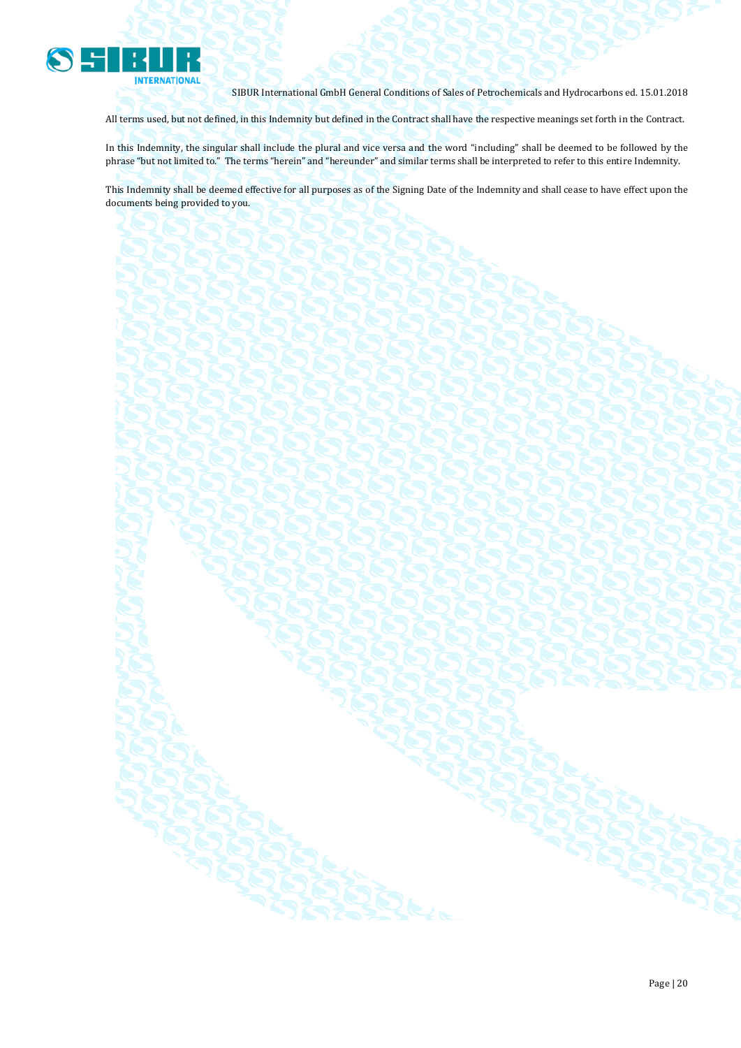All terms used, but not defined, in this Indemnity but defined in the Contract shall have the respective meanings set forth in the Contract.

In this Indemnity, the singular shall include the plural and vice versa and the word "including" shall be deemed to be followed by the phrase "but not limited to." The terms "herein" and "hereunder" and similar terms shall be interpreted to refer to this entire Indemnity.

This Indemnity shall be deemed effective for all purposes as of the Signing Date of the Indemnity and shall cease to have effect upon the documents being provided to you.